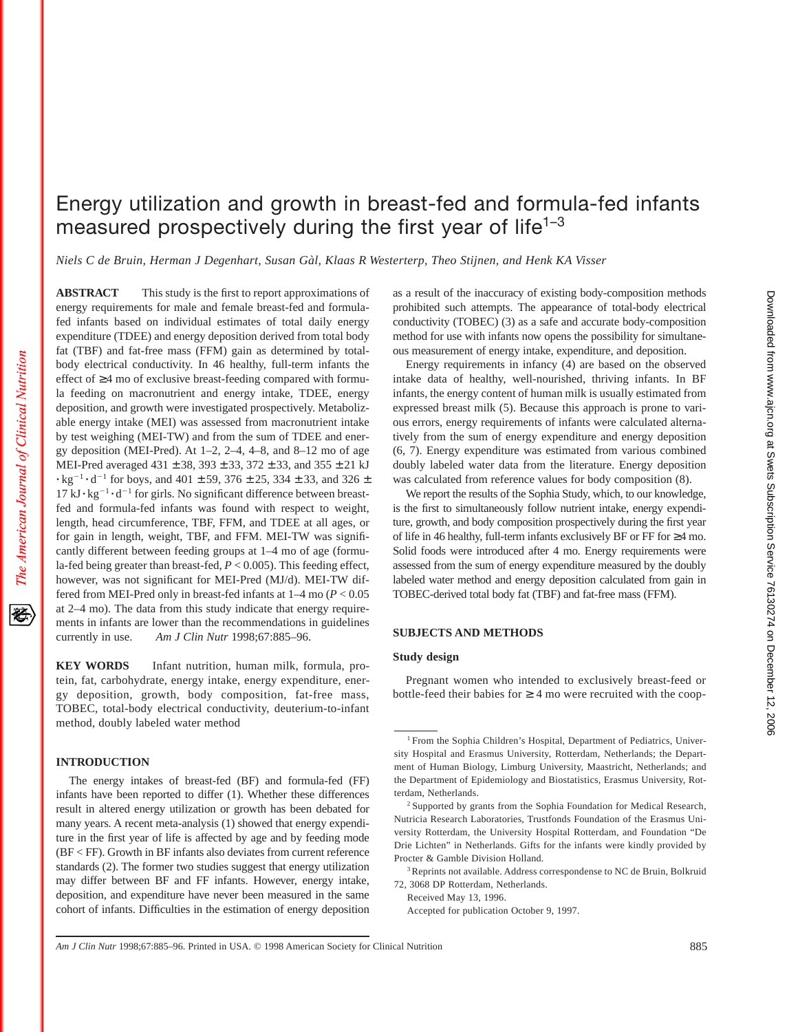# Energy utilization and growth in breast-fed and formula-fed infants measured prospectively during the first year of life[1–3]

*Niels C de Bruin, Herman J Degenhart, Susan Gàl, Klaas R Westerterp, Theo Stijnen, and Henk KA Visser*

**ABSTRACT** This study is the first to report approximations of energy requirements for male and female breast-fed and formula-fed infants based on individual estimates of total daily energy expenditure (TDEE) and energy deposition derived from total body fat (TBF) and fat-free mass (FFM) gain as determined by total-body electrical conductivity. In 46 healthy, full-term infants the effect of ≥4 mo of exclusive breast-feeding compared with formula feeding on macronutrient and energy intake, TDEE, energy deposition, and growth were investigated prospectively. Metabolizable energy intake (MEI) was assessed from macronutrient intake by test weighing (MEI-TW) and from the sum of TDEE and energy deposition (MEI-Pred). At 1–2, 2–4, 4–8, and 8–12 mo of age MEI-Pred averaged 431 ± 38, 393 ± 33, 372 ± 33, and 355 ± 21 kJ $\cdot$ kg$^{-1}$ $\cdot$ d$^{-1}$ for boys, and 401 ± 59, 376 ± 25, 334 ± 33, and 326 ± 17 kJ $\cdot$ kg$^{-1}$ $\cdot$ d$^{-1}$ for girls. No significant difference between breast-fed and formula-fed infants was found with respect to weight, length, head circumference, TBF, FFM, and TDEE at all ages, or for gain in length, weight, TBF, and FFM. MEI-TW was significantly different between feeding groups at 1–4 mo of age (formula-fed being greater than breast-fed, $P < 0.005$). This feeding effect, however, was not significant for MEI-Pred (MJ/d). MEI-TW differed from MEI-Pred only in breast-fed infants at 1–4 mo ($P < 0.05$ at 2–4 mo). The data from this study indicate that energy requirements in infants are lower than the recommendations in guidelines currently in use. *Am J Clin Nutr* 1998;67:885–96.

**KEY WORDS** Infant nutrition, human milk, formula, protein, fat, carbohydrate, energy intake, energy expenditure, energy deposition, growth, body composition, fat-free mass, TOBEC, total-body electrical conductivity, deuterium-to-infant method, doubly labeled water method

## INTRODUCTION

The energy intakes of breast-fed (BF) and formula-fed (FF) infants have been reported to differ (1). Whether these differences result in altered energy utilization or growth has been debated for many years. A recent meta-analysis (1) showed that energy expenditure in the first year of life is affected by age and by feeding mode (BF < FF). Growth in BF infants also deviates from current reference standards (2). The former two studies suggest that energy utilization may differ between BF and FF infants. However, energy intake, deposition, and expenditure have never been measured in the same cohort of infants. Difficulties in the estimation of energy deposition as a result of the inaccuracy of existing body-composition methods prohibited such attempts. The appearance of total-body electrical conductivity (TOBEC) (3) as a safe and accurate body-composition method for use with infants now opens the possibility for simultaneous measurement of energy intake, expenditure, and deposition.

Energy requirements in infancy (4) are based on the observed intake data of healthy, well-nourished, thriving infants. In BF infants, the energy content of human milk is usually estimated from expressed breast milk (5). Because this approach is prone to various errors, energy requirements of infants were calculated alternatively from the sum of energy expenditure and energy deposition (6, 7). Energy expenditure was estimated from various combined doubly labeled water data from the literature. Energy deposition was calculated from reference values for body composition (8).

We report the results of the Sophia Study, which, to our knowledge, is the first to simultaneously follow nutrient intake, energy expenditure, growth, and body composition prospectively during the first year of life in 46 healthy, full-term infants exclusively BF or FF for ≥4 mo. Solid foods were introduced after 4 mo. Energy requirements were assessed from the sum of energy expenditure measured by the doubly labeled water method and energy deposition calculated from gain in TOBEC-derived total body fat (TBF) and fat-free mass (FFM).

## SUBJECTS AND METHODS

### Study design

Pregnant women who intended to exclusively breast-feed or bottle-feed their babies for ≥ 4 mo were recruited with the coop-

---

[1] From the Sophia Children's Hospital, Department of Pediatrics, University Hospital and Erasmus University, Rotterdam, Netherlands; the Department of Human Biology, Limburg University, Maastricht, Netherlands; and the Department of Epidemiology and Biostatistics, Erasmus University, Rotterdam, Netherlands.

[2] Supported by grants from the Sophia Foundation for Medical Research, Nutricia Research Laboratories, Trustfonds Foundation of the Erasmus University Rotterdam, the University Hospital Rotterdam, and Foundation "De Drie Lichten" in Netherlands. Gifts for the infants were kindly provided by Procter & Gamble Division Holland.

[3] Reprints not available. Address correspondense to NC de Bruin, Bolkruid 72, 3068 DP Rotterdam, Netherlands.

Received May 13, 1996.

Accepted for publication October 9, 1997.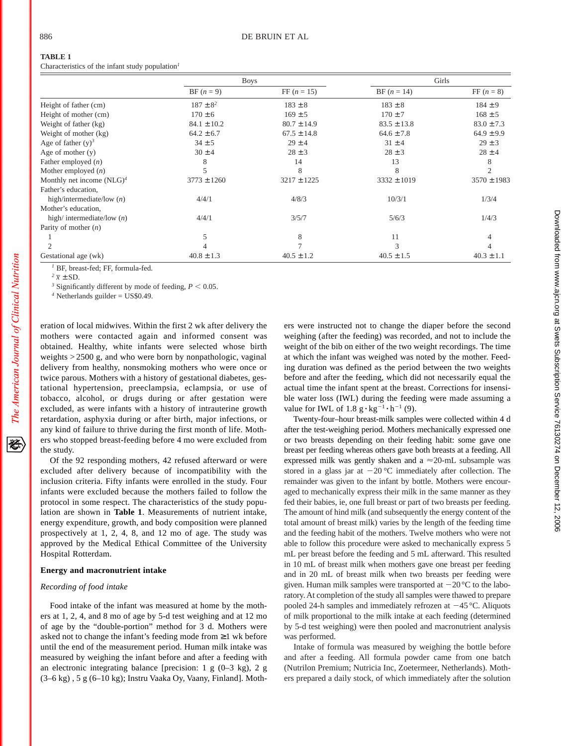**TABLE 1**
Characteristics of the infant study population[1]

| | Boys | | Girls | |
|---|---|---|---|---|
| | BF ($n = 9$) | FF ($n = 15$) | BF ($n = 14$) | FF ($n = 8$) |
| Height of father (cm) | 187 ± 8[2] | 183 ± 8 | 183 ± 8 | 184 ± 9 |
| Height of mother (cm) | 170 ± 6 | 169 ± 5 | 170 ± 7 | 168 ± 5 |
| Weight of father (kg) | 84.1 ± 10.2 | 80.7 ± 14.9 | 83.5 ± 13.8 | 83.0 ± 7.3 |
| Weight of mother (kg) | 64.2 ± 6.7 | 67.5 ± 14.8 | 64.6 ± 7.8 | 64.9 ± 9.9 |
| Age of father (y)[3] | 34 ± 5 | 29 ± 4 | 31 ± 4 | 29 ± 3 |
| Age of mother (y) | 30 ± 4 | 28 ± 3 | 28 ± 3 | 28 ± 4 |
| Father employed (*n*) | 8 | 14 | 13 | 8 |
| Mother employed (*n*) | 5 | 8 | 8 | 2 |
| Monthly net income (NLG)[4] | 3773 ± 1260 | 3217 ± 1225 | 3332 ± 1019 | 3570 ± 1983 |
| Father's education, | | | | |
| high/intermediate/low (*n*) | 4/4/1 | 4/8/3 | 10/3/1 | 1/3/4 |
| Mother's education, | | | | |
| high/ intermediate/low (*n*) | 4/4/1 | 3/5/7 | 5/6/3 | 1/4/3 |
| Parity of mother (*n*) | | | | |
| 1 | 5 | 8 | 11 | 4 |
| 2 | 4 | 7 | 3 | 4 |
| Gestational age (wk) | 40.8 ± 1.3 | 40.5 ± 1.2 | 40.5 ± 1.5 | 40.3 ± 1.1 |

[1] BF, breast-fed; FF, formula-fed.
[2] $\bar{x}$ ± SD.
[3] Significantly different by mode of feeding, $P < 0.05$.
[4] Netherlands guilder = US$0.49.

eration of local midwives. Within the first 2 wk after delivery the mothers were contacted again and informed consent was obtained. Healthy, white infants were selected whose birth weights > 2500 g, and who were born by nonpathologic, vaginal delivery from healthy, nonsmoking mothers who were once or twice parous. Mothers with a history of gestational diabetes, gestational hypertension, preeclampsia, eclampsia, or use of tobacco, alcohol, or drugs during or after gestation were excluded, as were infants with a history of intrauterine growth retardation, asphyxia during or after birth, major infections, or any kind of failure to thrive during the first month of life. Mothers who stopped breast-feeding before 4 mo were excluded from the study.

Of the 92 responding mothers, 42 refused afterward or were excluded after delivery because of incompatibility with the inclusion criteria. Fifty infants were enrolled in the study. Four infants were excluded because the mothers failed to follow the protocol in some respect. The characteristics of the study population are shown in **Table 1**. Measurements of nutrient intake, energy expenditure, growth, and body composition were planned prospectively at 1, 2, 4, 8, and 12 mo of age. The study was approved by the Medical Ethical Committee of the University Hospital Rotterdam.

## Energy and macronutrient intake

### *Recording of food intake*

Food intake of the infant was measured at home by the mothers at 1, 2, 4, and 8 mo of age by 5-d test weighing and at 12 mo of age by the "double-portion" method for 3 d. Mothers were asked not to change the infant's feeding mode from ≥1 wk before until the end of the measurement period. Human milk intake was measured by weighing the infant before and after a feeding with an electronic integrating balance [precision: 1 g (0–3 kg), 2 g (3–6 kg) , 5 g (6–10 kg); Instru Vaaka Oy, Vaany, Finland]. Mothers were instructed not to change the diaper before the second weighing (after the feeding) was recorded, and not to include the weight of the bib on either of the two weight recordings. The time at which the infant was weighed was noted by the mother. Feeding duration was defined as the period between the two weights before and after the feeding, which did not necessarily equal the actual time the infant spent at the breast. Corrections for insensible water loss (IWL) during the feeding were made assuming a value for IWL of 1.8 $g \cdot kg^{-1} \cdot h^{-1}$ (9).

Twenty-four–hour breast-milk samples were collected within 4 d after the test-weighing period. Mothers mechanically expressed one or two breasts depending on their feeding habit: some gave one breast per feeding whereas others gave both breasts at a feeding. All expressed milk was gently shaken and a ≈20-mL subsample was stored in a glass jar at −20 °C immediately after collection. The remainder was given to the infant by bottle. Mothers were encouraged to mechanically express their milk in the same manner as they fed their babies, ie, one full breast or part of two breasts per feeding. The amount of hind milk (and subsequently the energy content of the total amount of breast milk) varies by the length of the feeding time and the feeding habit of the mothers. Twelve mothers who were not able to follow this procedure were asked to mechanically express 5 mL per breast before the feeding and 5 mL afterward. This resulted in 10 mL of breast milk when mothers gave one breast per feeding and in 20 mL of breast milk when two breasts per feeding were given. Human milk samples were transported at −20 °C to the laboratory. At completion of the study all samples were thawed to prepare pooled 24-h samples and immediately refrozen at −45 °C. Aliquots of milk proportional to the milk intake at each feeding (determined by 5-d test weighing) were then pooled and macronutrient analysis was performed.

Intake of formula was measured by weighing the bottle before and after a feeding. All formula powder came from one batch (Nutrilon Premium; Nutricia Inc, Zoetermeer, Netherlands). Mothers prepared a daily stock, of which immediately after the solution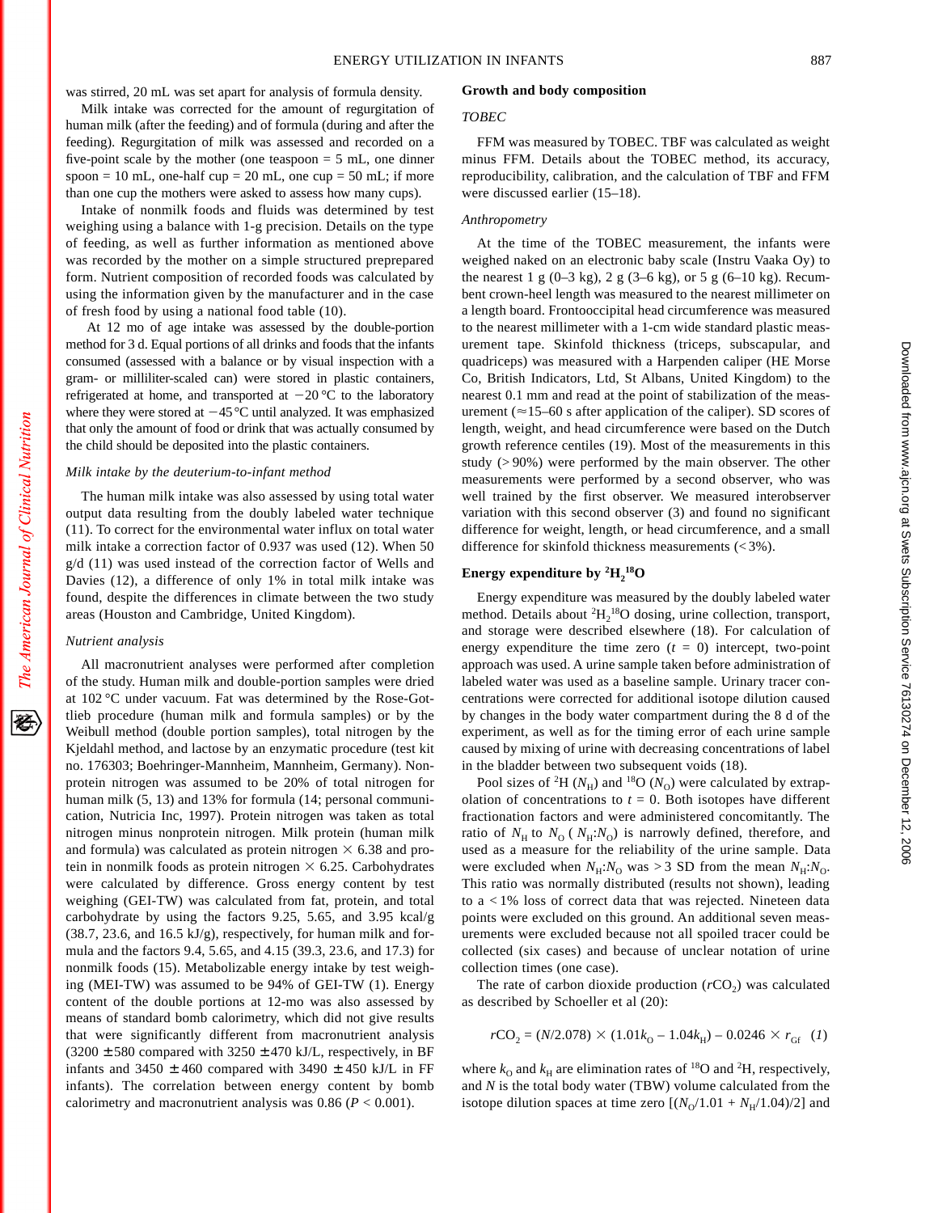was stirred, 20 mL was set apart for analysis of formula density.

Milk intake was corrected for the amount of regurgitation of human milk (after the feeding) and of formula (during and after the feeding). Regurgitation of milk was assessed and recorded on a five-point scale by the mother (one teaspoon = 5 mL, one dinner spoon = 10 mL, one-half cup = 20 mL, one cup = 50 mL; if more than one cup the mothers were asked to assess how many cups).

Intake of nonmilk foods and fluids was determined by test weighing using a balance with 1-g precision. Details on the type of feeding, as well as further information as mentioned above was recorded by the mother on a simple structured preprepared form. Nutrient composition of recorded foods was calculated by using the information given by the manufacturer and in the case of fresh food by using a national food table (10).

At 12 mo of age intake was assessed by the double-portion method for 3 d. Equal portions of all drinks and foods that the infants consumed (assessed with a balance or by visual inspection with a gram- or milliliter-scaled can) were stored in plastic containers, refrigerated at home, and transported at −20 °C to the laboratory where they were stored at −45 °C until analyzed. It was emphasized that only the amount of food or drink that was actually consumed by the child should be deposited into the plastic containers.

### *Milk intake by the deuterium-to-infant method*

The human milk intake was also assessed by using total water output data resulting from the doubly labeled water technique (11). To correct for the environmental water influx on total water milk intake a correction factor of 0.937 was used (12). When 50 g/d (11) was used instead of the correction factor of Wells and Davies (12), a difference of only 1% in total milk intake was found, despite the differences in climate between the two study areas (Houston and Cambridge, United Kingdom).

### *Nutrient analysis*

All macronutrient analyses were performed after completion of the study. Human milk and double-portion samples were dried at 102 °C under vacuum. Fat was determined by the Rose-Gottlieb procedure (human milk and formula samples) or by the Weibull method (double portion samples), total nitrogen by the Kjeldahl method, and lactose by an enzymatic procedure (test kit no. 176303; Boehringer-Mannheim, Mannheim, Germany). Nonprotein nitrogen was assumed to be 20% of total nitrogen for human milk (5, 13) and 13% for formula (14; personal communication, Nutricia Inc, 1997). Protein nitrogen was taken as total nitrogen minus nonprotein nitrogen. Milk protein (human milk and formula) was calculated as protein nitrogen × 6.38 and protein in nonmilk foods as protein nitrogen × 6.25. Carbohydrates were calculated by difference. Gross energy content by test weighing (GEI-TW) was calculated from fat, protein, and total carbohydrate by using the factors 9.25, 5.65, and 3.95 kcal/g (38.7, 23.6, and 16.5 kJ/g), respectively, for human milk and formula and the factors 9.4, 5.65, and 4.15 (39.3, 23.6, and 17.3) for nonmilk foods (15). Metabolizable energy intake by test weighing (MEI-TW) was assumed to be 94% of GEI-TW (1). Energy content of the double portions at 12-mo was also assessed by means of standard bomb calorimetry, which did not give results that were significantly different from macronutrient analysis (3200 ± 580 compared with 3250 ± 470 kJ/L, respectively, in BF infants and 3450 ± 460 compared with 3490 ± 450 kJ/L in FF infants). The correlation between energy content by bomb calorimetry and macronutrient analysis was 0.86 ($P < 0.001$).

## Growth and body composition

### *TOBEC*

FFM was measured by TOBEC. TBF was calculated as weight minus FFM. Details about the TOBEC method, its accuracy, reproducibility, calibration, and the calculation of TBF and FFM were discussed earlier (15–18).

### *Anthropometry*

At the time of the TOBEC measurement, the infants were weighed naked on an electronic baby scale (Instru Vaaka Oy) to the nearest 1 g (0–3 kg), 2 g (3–6 kg), or 5 g (6–10 kg). Recumbent crown-heel length was measured to the nearest millimeter on a length board. Frontooccipital head circumference was measured to the nearest millimeter with a 1-cm wide standard plastic measurement tape. Skinfold thickness (triceps, subscapular, and quadriceps) was measured with a Harpenden caliper (HE Morse Co, British Indicators, Ltd, St Albans, United Kingdom) to the nearest 0.1 mm and read at the point of stabilization of the measurement (≈15–60 s after application of the caliper). SD scores of length, weight, and head circumference were based on the Dutch growth reference centiles (19). Most of the measurements in this study (> 90%) were performed by the main observer. The other measurements were performed by a second observer, who was well trained by the first observer. We measured interobserver variation with this second observer (3) and found no significant difference for weight, length, or head circumference, and a small difference for skinfold thickness measurements (< 3%).

## Energy expenditure by $^2H_2{}^{18}O$

Energy expenditure was measured by the doubly labeled water method. Details about $^2H_2{}^{18}O$ dosing, urine collection, transport, and storage were described elsewhere (18). For calculation of energy expenditure the time zero ($t = 0$) intercept, two-point approach was used. A urine sample taken before administration of labeled water was used as a baseline sample. Urinary tracer concentrations were corrected for additional isotope dilution caused by changes in the body water compartment during the 8 d of the experiment, as well as for the timing error of each urine sample caused by mixing of urine with decreasing concentrations of label in the bladder between two subsequent voids (18).

Pool sizes of $^2H$ ($N_H$) and $^{18}O$ ($N_O$) were calculated by extrapolation of concentrations to $t = 0$. Both isotopes have different fractionation factors and were administered concomitantly. The ratio of $N_H$ to $N_O$ ($N_H$:$N_O$) is narrowly defined, therefore, and used as a measure for the reliability of the urine sample. Data were excluded when $N_H$:$N_O$ was > 3 SD from the mean $N_H$:$N_O$. This ratio was normally distributed (results not shown), leading to a < 1% loss of correct data that was rejected. Nineteen data points were excluded on this ground. An additional seven measurements were excluded because not all spoiled tracer could be collected (six cases) and because of unclear notation of urine collection times (one case).

The rate of carbon dioxide production ($rCO_2$) was calculated as described by Schoeller et al (20):

$$rCO_2 = (N/2.078) \times (1.01k_O - 1.04k_H) - 0.0246 \times r_{Gf} \quad (1)$$

where $k_O$ and $k_H$ are elimination rates of $^{18}O$ and $^2H$, respectively, and $N$ is the total body water (TBW) volume calculated from the isotope dilution spaces at time zero [$(N_O/1.01 + N_H/1.04)/2$] and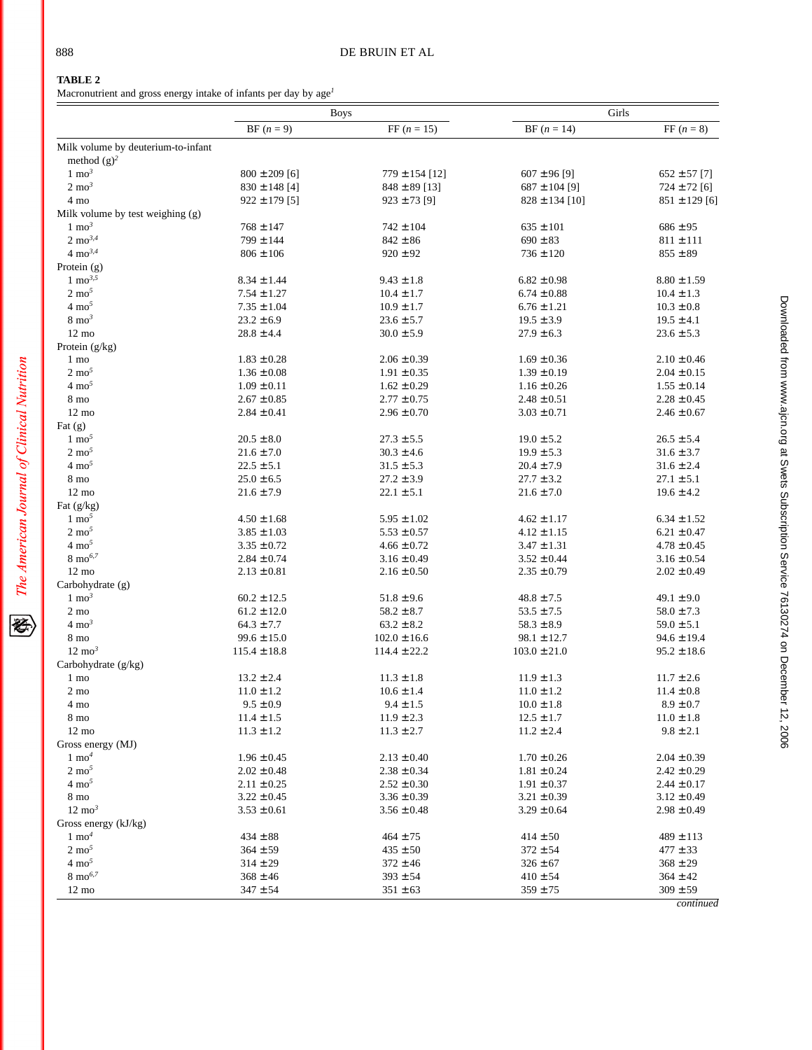**TABLE 2**

Macronutrient and gross energy intake of infants per day by age[1]

| | Boys | | Girls | |
|---|---|---|---|---|
| | BF ($n$ = 9) | FF ($n$ = 15) | BF ($n$ = 14) | FF ($n$ = 8) |
| Milk volume by deuterium-to-infant method (g)[2] | | | | |
| 1 mo[3] | 800 ±209 [6] | 779 ±154 [12] | 607 ±96 [9] | 652 ±57 [7] |
| 2 mo[3] | 830 ±148 [4] | 848 ±89 [13] | 687 ±104 [9] | 724 ±72 [6] |
| 4 mo | 922 ±179 [5] | 923 ±73 [9] | 828 ±134 [10] | 851 ±129 [6] |
| Milk volume by test weighing (g) | | | | |
| 1 mo[3] | 768 ±147 | 742 ±104 | 635 ±101 | 686 ±95 |
| 2 mo[3,4] | 799 ±144 | 842 ±86 | 690 ±83 | 811 ±111 |
| 4 mo[3,4] | 806 ±106 | 920 ±92 | 736 ±120 | 855 ±89 |
| Protein (g) | | | | |
| 1 mo[3,5] | 8.34 ±1.44 | 9.43 ±1.8 | 6.82 ±0.98 | 8.80 ±1.59 |
| 2 mo[5] | 7.54 ±1.27 | 10.4 ±1.7 | 6.74 ±0.88 | 10.4 ±1.3 |
| 4 mo[5] | 7.35 ±1.04 | 10.9 ±1.7 | 6.76 ±1.21 | 10.3 ±0.8 |
| 8 mo[3] | 23.2 ±6.9 | 23.6 ±5.7 | 19.5 ±3.9 | 19.5 ±4.1 |
| 12 mo | 28.8 ±4.4 | 30.0 ±5.9 | 27.9 ±6.3 | 23.6 ±5.3 |
| Protein (g/kg) | | | | |
| 1 mo | 1.83 ±0.28 | 2.06 ±0.39 | 1.69 ±0.36 | 2.10 ±0.46 |
| 2 mo[5] | 1.36 ±0.08 | 1.91 ±0.35 | 1.39 ±0.19 | 2.04 ±0.15 |
| 4 mo[5] | 1.09 ±0.11 | 1.62 ±0.29 | 1.16 ±0.26 | 1.55 ±0.14 |
| 8 mo | 2.67 ±0.85 | 2.77 ±0.75 | 2.48 ±0.51 | 2.28 ±0.45 |
| 12 mo | 2.84 ±0.41 | 2.96 ±0.70 | 3.03 ±0.71 | 2.46 ±0.67 |
| Fat (g) | | | | |
| 1 mo[5] | 20.5 ±8.0 | 27.3 ±5.5 | 19.0 ±5.2 | 26.5 ±5.4 |
| 2 mo[5] | 21.6 ±7.0 | 30.3 ±4.6 | 19.9 ±5.3 | 31.6 ±3.7 |
| 4 mo[5] | 22.5 ±5.1 | 31.5 ±5.3 | 20.4 ±7.9 | 31.6 ±2.4 |
| 8 mo | 25.0 ±6.5 | 27.2 ±3.9 | 27.7 ±3.2 | 27.1 ±5.1 |
| 12 mo | 21.6 ±7.9 | 22.1 ±5.1 | 21.6 ±7.0 | 19.6 ±4.2 |
| Fat (g/kg) | | | | |
| 1 mo[5] | 4.50 ±1.68 | 5.95 ±1.02 | 4.62 ±1.17 | 6.34 ±1.52 |
| 2 mo[5] | 3.85 ±1.03 | 5.53 ±0.57 | 4.12 ±1.15 | 6.21 ±0.47 |
| 4 mo[5] | 3.35 ±0.72 | 4.66 ±0.72 | 3.47 ±1.31 | 4.78 ±0.45 |
| 8 mo[6,7] | 2.84 ±0.74 | 3.16 ±0.49 | 3.52 ±0.44 | 3.16 ±0.54 |
| 12 mo | 2.13 ±0.81 | 2.16 ±0.50 | 2.35 ±0.79 | 2.02 ±0.49 |
| Carbohydrate (g) | | | | |
| 1 mo[3] | 60.2 ±12.5 | 51.8 ±9.6 | 48.8 ±7.5 | 49.1 ±9.0 |
| 2 mo | 61.2 ±12.0 | 58.2 ±8.7 | 53.5 ±7.5 | 58.0 ±7.3 |
| 4 mo[3] | 64.3 ±7.7 | 63.2 ±8.2 | 58.3 ±8.9 | 59.0 ±5.1 |
| 8 mo | 99.6 ±15.0 | 102.0 ±16.6 | 98.1 ±12.7 | 94.6 ±19.4 |
| 12 mo[3] | 115.4 ±18.8 | 114.4 ±22.2 | 103.0 ±21.0 | 95.2 ±18.6 |
| Carbohydrate (g/kg) | | | | |
| 1 mo | 13.2 ±2.4 | 11.3 ±1.8 | 11.9 ±1.3 | 11.7 ±2.6 |
| 2 mo | 11.0 ±1.2 | 10.6 ±1.4 | 11.0 ±1.2 | 11.4 ±0.8 |
| 4 mo | 9.5 ±0.9 | 9.4 ±1.5 | 10.0 ±1.8 | 8.9 ±0.7 |
| 8 mo | 11.4 ±1.5 | 11.9 ±2.3 | 12.5 ±1.7 | 11.0 ±1.8 |
| 12 mo | 11.3 ±1.2 | 11.3 ±2.7 | 11.2 ±2.4 | 9.8 ±2.1 |
| Gross energy (MJ) | | | | |
| 1 mo[4] | 1.96 ±0.45 | 2.13 ±0.40 | 1.70 ±0.26 | 2.04 ±0.39 |
| 2 mo[5] | 2.02 ±0.48 | 2.38 ±0.34 | 1.81 ±0.24 | 2.42 ±0.29 |
| 4 mo[5] | 2.11 ±0.25 | 2.52 ±0.30 | 1.91 ±0.37 | 2.44 ±0.17 |
| 8 mo | 3.22 ±0.45 | 3.36 ±0.39 | 3.21 ±0.39 | 3.12 ±0.49 |
| 12 mo[3] | 3.53 ±0.61 | 3.56 ±0.48 | 3.29 ±0.64 | 2.98 ±0.49 |
| Gross energy (kJ/kg) | | | | |
| 1 mo[4] | 434 ±88 | 464 ±75 | 414 ±50 | 489 ±113 |
| 2 mo[5] | 364 ±59 | 435 ±50 | 372 ±54 | 477 ±33 |
| 4 mo[5] | 314 ±29 | 372 ±46 | 326 ±67 | 368 ±29 |
| 8 mo[6,7] | 368 ±46 | 393 ±54 | 410 ±54 | 364 ±42 |
| 12 mo | 347 ±54 | 351 ±63 | 359 ±75 | 309 ±59 |

*continued*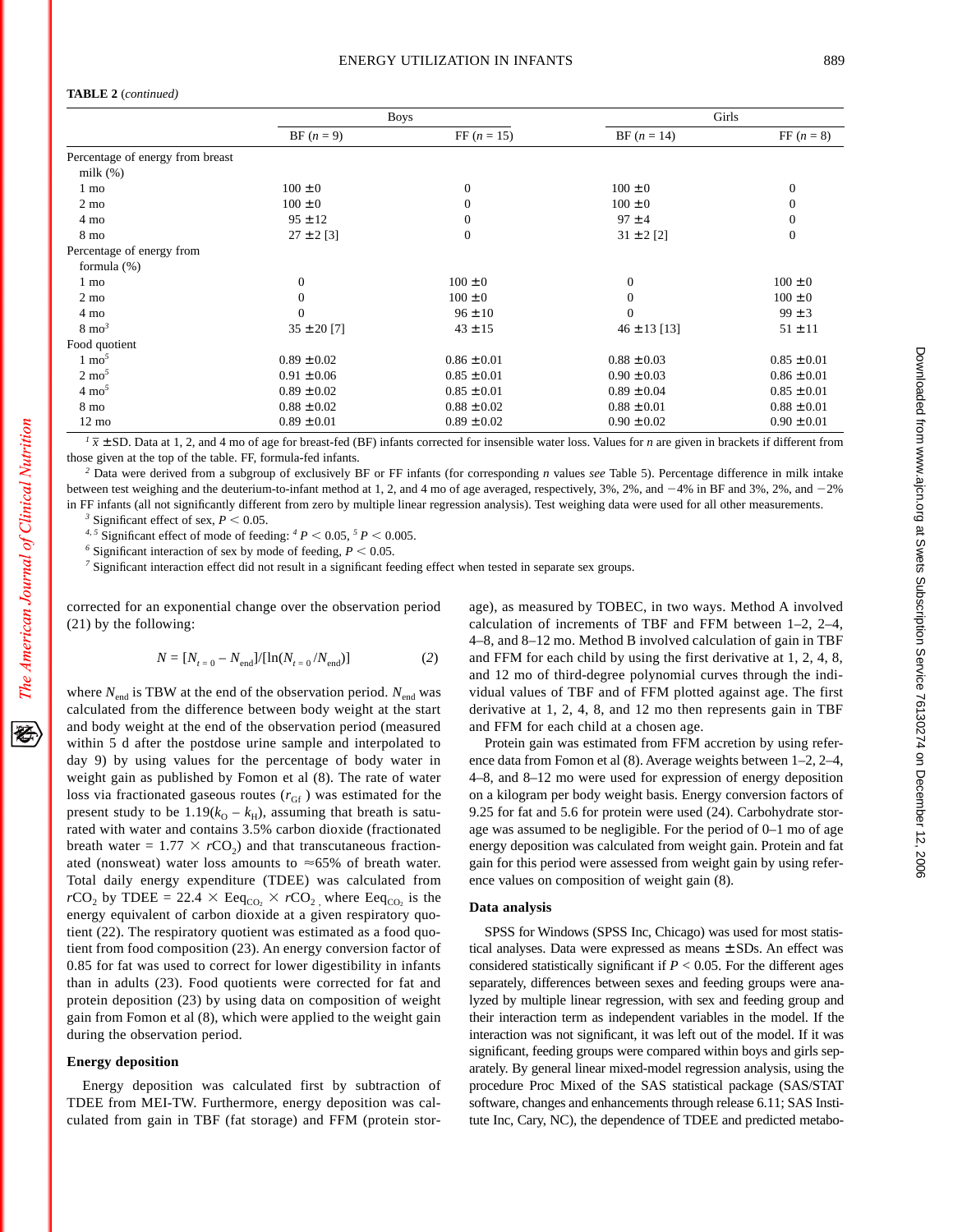**TABLE 2** *(continued)*

| | Boys | | Girls | |
|---|---|---|---|---|
| | BF ($n$ = 9) | FF ($n$ = 15) | BF ($n$ = 14) | FF ($n$ = 8) |
| Percentage of energy from breast milk (%) | | | | |
| 1 mo | 100 ± 0 | 0 | 100 ± 0 | 0 |
| 2 mo | 100 ± 0 | 0 | 100 ± 0 | 0 |
| 4 mo | 95 ± 12 | 0 | 97 ± 4 | 0 |
| 8 mo | 27 ± 2 [3] | 0 | 31 ± 2 [2] | 0 |
| Percentage of energy from formula (%) | | | | |
| 1 mo | 0 | 100 ± 0 | 0 | 100 ± 0 |
| 2 mo | 0 | 100 ± 0 | 0 | 100 ± 0 |
| 4 mo | 0 | 96 ± 10 | 0 | 99 ± 3 |
| 8 mo[3] | 35 ± 20 [7] | 43 ± 15 | 46 ± 13 [13] | 51 ± 11 |
| Food quotient | | | | |
| 1 mo[5] | 0.89 ± 0.02 | 0.86 ± 0.01 | 0.88 ± 0.03 | 0.85 ± 0.01 |
| 2 mo[5] | 0.91 ± 0.06 | 0.85 ± 0.01 | 0.90 ± 0.03 | 0.86 ± 0.01 |
| 4 mo[5] | 0.89 ± 0.02 | 0.85 ± 0.01 | 0.89 ± 0.04 | 0.85 ± 0.01 |
| 8 mo | 0.88 ± 0.02 | 0.88 ± 0.02 | 0.88 ± 0.01 | 0.88 ± 0.01 |
| 12 mo | 0.89 ± 0.01 | 0.89 ± 0.02 | 0.90 ± 0.02 | 0.90 ± 0.01 |

[1] $\bar{x}$ ± SD. Data at 1, 2, and 4 mo of age for breast-fed (BF) infants corrected for insensible water loss. Values for $n$ are given in brackets if different from those given at the top of the table. FF, formula-fed infants.

[2] Data were derived from a subgroup of exclusively BF or FF infants (for corresponding $n$ values *see* Table 5). Percentage difference in milk intake between test weighing and the deuterium-to-infant method at 1, 2, and 4 mo of age averaged, respectively, 3%, 2%, and −4% in BF and 3%, 2%, and −2% in FF infants (all not significantly different from zero by multiple linear regression analysis). Test weighing data were used for all other measurements.

[3] Significant effect of sex, $P < 0.05$.

[4, 5] Significant effect of mode of feeding: [4] $P < 0.05$, [5] $P < 0.005$.

[6] Significant interaction of sex by mode of feeding, $P < 0.05$.

[7] Significant interaction effect did not result in a significant feeding effect when tested in separate sex groups.

corrected for an exponential change over the observation period (21) by the following:

$$N = [N_{t=0} - N_{end}]/[\ln(N_{t=0}/N_{end})] \qquad (2)$$

where $N_{end}$ is TBW at the end of the observation period. $N_{end}$ was calculated from the difference between body weight at the start and body weight at the end of the observation period (measured within 5 d after the postdose urine sample and interpolated to day 9) by using values for the percentage of body water in weight gain as published by Fomon et al (8). The rate of water loss via fractionated gaseous routes ($r_{Gf}$) was estimated for the present study to be $1.19(k_O - k_H)$, assuming that breath is saturated with water and contains 3.5% carbon dioxide (fractionated breath water = $1.77 \times rCO_2$) and that transcutaneous fractionated (nonsweat) water loss amounts to ≈65% of breath water. Total daily energy expenditure (TDEE) was calculated from $rCO_2$ by TDEE = $22.4 \times Eeq_{CO_2} \times rCO_2$, where $Eeq_{CO_2}$ is the energy equivalent of carbon dioxide at a given respiratory quotient (22). The respiratory quotient was estimated as a food quotient from food composition (23). An energy conversion factor of 0.85 for fat was used to correct for lower digestibility in infants than in adults (23). Food quotients were corrected for fat and protein deposition (23) by using data on composition of weight gain from Fomon et al (8), which were applied to the weight gain during the observation period.

## Energy deposition

Energy deposition was calculated first by subtraction of TDEE from MEI-TW. Furthermore, energy deposition was calculated from gain in TBF (fat storage) and FFM (protein storage), as measured by TOBEC, in two ways. Method A involved calculation of increments of TBF and FFM between 1–2, 2–4, 4–8, and 8–12 mo. Method B involved calculation of gain in TBF and FFM for each child by using the first derivative at 1, 2, 4, 8, and 12 mo of third-degree polynomial curves through the individual values of TBF and of FFM plotted against age. The first derivative at 1, 2, 4, 8, and 12 mo then represents gain in TBF and FFM for each child at a chosen age.

Protein gain was estimated from FFM accretion by using reference data from Fomon et al (8). Average weights between 1–2, 2–4, 4–8, and 8–12 mo were used for expression of energy deposition on a kilogram per body weight basis. Energy conversion factors of 9.25 for fat and 5.6 for protein were used (24). Carbohydrate storage was assumed to be negligible. For the period of 0–1 mo of age energy deposition was calculated from weight gain. Protein and fat gain for this period were assessed from weight gain by using reference values on composition of weight gain (8).

## Data analysis

SPSS for Windows (SPSS Inc, Chicago) was used for most statistical analyses. Data were expressed as means ± SDs. An effect was considered statistically significant if $P < 0.05$. For the different ages separately, differences between sexes and feeding groups were analyzed by multiple linear regression, with sex and feeding group and their interaction term as independent variables in the model. If the interaction was not significant, it was left out of the model. If it was significant, feeding groups were compared within boys and girls separately. By general linear mixed-model regression analysis, using the procedure Proc Mixed of the SAS statistical package (SAS/STAT software, changes and enhancements through release 6.11; SAS Institute Inc, Cary, NC), the dependence of TDEE and predicted metabo-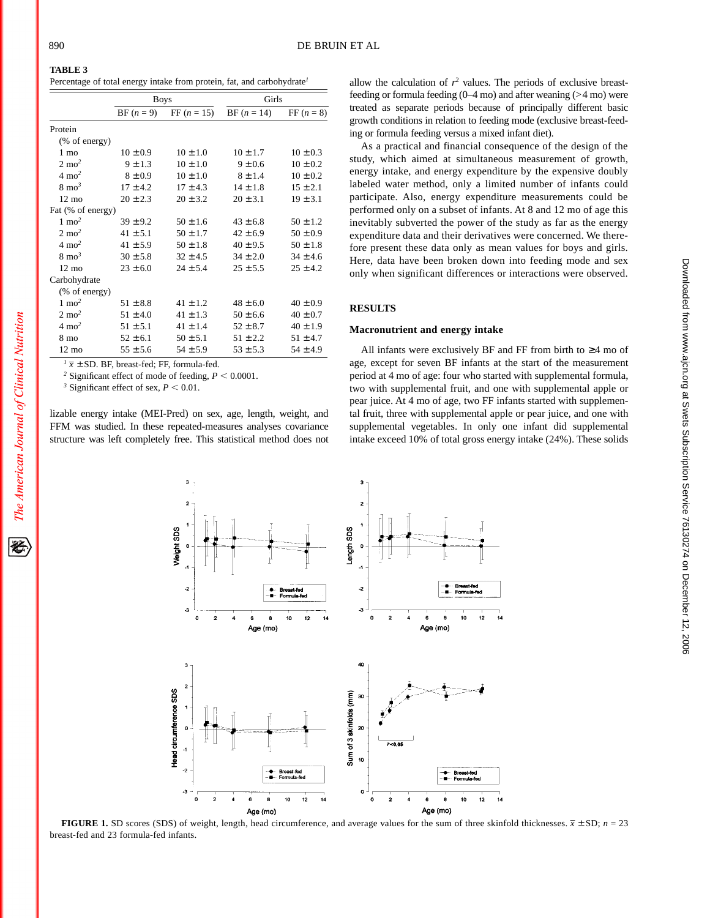**TABLE 3**
Percentage of total energy intake from protein, fat, and carbohydrate[1]

| | Boys | | Girls | |
|---|---|---|---|---|
| | BF ($n$ = 9) | FF ($n$ = 15) | BF ($n$ = 14) | FF ($n$ = 8) |
| Protein (% of energy) | | | | |
| 1 mo | 10 ±0.9 | 10 ±1.0 | 10 ±1.7 | 10 ±0.3 |
| 2 mo[2] | 9 ±1.3 | 10 ±1.0 | 9 ±0.6 | 10 ±0.2 |
| 4 mo[2] | 8 ±0.9 | 10 ±1.0 | 8 ±1.4 | 10 ±0.2 |
| 8 mo[3] | 17 ±4.2 | 17 ±4.3 | 14 ±1.8 | 15 ±2.1 |
| 12 mo | 20 ±2.3 | 20 ±3.2 | 20 ±3.1 | 19 ±3.1 |
| Fat (% of energy) | | | | |
| 1 mo[2] | 39 ±9.2 | 50 ±1.6 | 43 ±6.8 | 50 ±1.2 |
| 2 mo[2] | 41 ±5.1 | 50 ±1.7 | 42 ±6.9 | 50 ±0.9 |
| 4 mo[2] | 41 ±5.9 | 50 ±1.8 | 40 ±9.5 | 50 ±1.8 |
| 8 mo[3] | 30 ±5.8 | 32 ±4.5 | 34 ±2.0 | 34 ±4.6 |
| 12 mo | 23 ±6.0 | 24 ±5.4 | 25 ±5.5 | 25 ±4.2 |
| Carbohydrate (% of energy) | | | | |
| 1 mo[2] | 51 ±8.8 | 41 ±1.2 | 48 ±6.0 | 40 ±0.9 |
| 2 mo[2] | 51 ±4.0 | 41 ±1.3 | 50 ±6.6 | 40 ±0.7 |
| 4 mo[2] | 51 ±5.1 | 41 ±1.4 | 52 ±8.7 | 40 ±1.9 |
| 8 mo | 52 ±6.1 | 50 ±5.1 | 51 ±2.2 | 51 ±4.7 |
| 12 mo | 55 ±5.6 | 54 ±5.9 | 53 ±5.3 | 54 ±4.9 |

[1] $\bar{x}$ ±SD. BF, breast-fed; FF, formula-fed.
[2] Significant effect of mode of feeding, $P < 0.0001$.
[3] Significant effect of sex, $P < 0.01$.

lizable energy intake (MEI-Pred) on sex, age, length, weight, and FFM was studied. In these repeated-measures analyses covariance structure was left completely free. This statistical method does not allow the calculation of $r^2$ values. The periods of exclusive breast-feeding or formula feeding (0–4 mo) and after weaning (>4 mo) were treated as separate periods because of principally different basic growth conditions in relation to feeding mode (exclusive breast-feeding or formula feeding versus a mixed infant diet).

As a practical and financial consequence of the design of the study, which aimed at simultaneous measurement of growth, energy intake, and energy expenditure by the expensive doubly labeled water method, only a limited number of infants could participate. Also, energy expenditure measurements could be performed only on a subset of infants. At 8 and 12 mo of age this inevitably subverted the power of the study as far as the energy expenditure data and their derivatives were concerned. We therefore present these data only as mean values for boys and girls. Here, data have been broken down into feeding mode and sex only when significant differences or interactions were observed.

## RESULTS

### Macronutrient and energy intake

All infants were exclusively BF and FF from birth to ≥4 mo of age, except for seven BF infants at the start of the measurement period at 4 mo of age: four who started with supplemental formula, two with supplemental fruit, and one with supplemental apple or pear juice. At 4 mo of age, two FF infants started with supplemental fruit, three with supplemental apple or pear juice, and one with supplemental vegetables. In only one infant did supplemental intake exceed 10% of total gross energy intake (24%). These solids

**FIGURE 1.** SD scores (SDS) of weight, length, head circumference, and average values for the sum of three skinfold thicknesses. $\bar{x}$ ±SD; $n$ = 23 breast-fed and 23 formula-fed infants.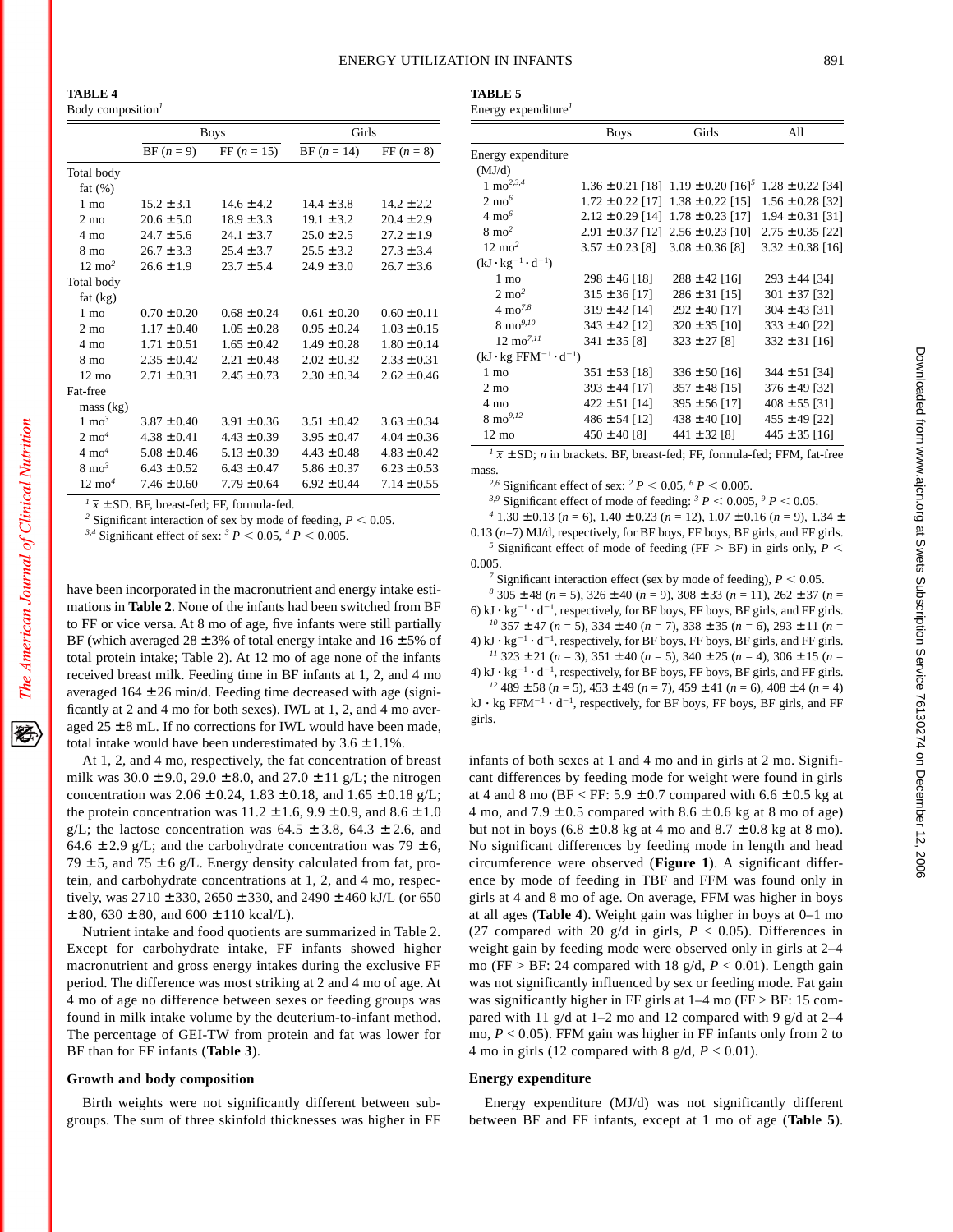**TABLE 4**

Body composition[1]

| | Boys | | Girls | |
|---|---|---|---|---|
| | BF ($n = 9$) | FF ($n = 15$) | BF ($n = 14$) | FF ($n = 8$) |
| Total body fat (%) | | | | |
| 1 mo | 15.2 ±3.1 | 14.6 ±4.2 | 14.4 ±3.8 | 14.2 ±2.2 |
| 2 mo | 20.6 ±5.0 | 18.9 ±3.3 | 19.1 ±3.2 | 20.4 ±2.9 |
| 4 mo | 24.7 ±5.6 | 24.1 ±3.7 | 25.0 ±2.5 | 27.2 ±1.9 |
| 8 mo | 26.7 ±3.3 | 25.4 ±3.7 | 25.5 ±3.2 | 27.3 ±3.4 |
| 12 mo[2] | 26.6 ±1.9 | 23.7 ±5.4 | 24.9 ±3.0 | 26.7 ±3.6 |
| Total body fat (kg) | | | | |
| 1 mo | 0.70 ±0.20 | 0.68 ±0.24 | 0.61 ±0.20 | 0.60 ±0.11 |
| 2 mo | 1.17 ±0.40 | 1.05 ±0.28 | 0.95 ±0.24 | 1.03 ±0.15 |
| 4 mo | 1.71 ±0.51 | 1.65 ±0.42 | 1.49 ±0.28 | 1.80 ±0.14 |
| 8 mo | 2.35 ±0.42 | 2.21 ±0.48 | 2.02 ±0.32 | 2.33 ±0.31 |
| 12 mo | 2.71 ±0.31 | 2.45 ±0.73 | 2.30 ±0.34 | 2.62 ±0.46 |
| Fat-free mass (kg) | | | | |
| 1 mo[3] | 3.87 ±0.40 | 3.91 ±0.36 | 3.51 ±0.42 | 3.63 ±0.34 |
| 2 mo[4] | 4.38 ±0.41 | 4.43 ±0.39 | 3.95 ±0.47 | 4.04 ±0.36 |
| 4 mo[4] | 5.08 ±0.46 | 5.13 ±0.39 | 4.43 ±0.48 | 4.83 ±0.42 |
| 8 mo[3] | 6.43 ±0.52 | 6.43 ±0.47 | 5.86 ±0.37 | 6.23 ±0.53 |
| 12 mo[4] | 7.46 ±0.60 | 7.79 ±0.64 | 6.92 ±0.44 | 7.14 ±0.55 |

[1] $\bar{x}$ ±SD. BF, breast-fed; FF, formula-fed.
[2] Significant interaction of sex by mode of feeding, $P < 0.05$.
[3,4] Significant effect of sex: [3] $P < 0.05$, [4] $P < 0.005$.

have been incorporated in the macronutrient and energy intake estimations in **Table 2**. None of the infants had been switched from BF to FF or vice versa. At 8 mo of age, five infants were still partially BF (which averaged 28 ±3% of total energy intake and 16 ±5% of total protein intake; Table 2). At 12 mo of age none of the infants received breast milk. Feeding time in BF infants at 1, 2, and 4 mo averaged 164 ±26 min/d. Feeding time decreased with age (significantly at 2 and 4 mo for both sexes). IWL at 1, 2, and 4 mo averaged 25 ±8 mL. If no corrections for IWL would have been made, total intake would have been underestimated by 3.6 ±1.1%.

At 1, 2, and 4 mo, respectively, the fat concentration of breast milk was 30.0 ±9.0, 29.0 ±8.0, and 27.0 ±11 g/L; the nitrogen concentration was 2.06 ±0.24, 1.83 ±0.18, and 1.65 ±0.18 g/L; the protein concentration was 11.2 ±1.6, 9.9 ±0.9, and 8.6 ±1.0 g/L; the lactose concentration was 64.5 ±3.8, 64.3 ±2.6, and 64.6 ±2.9 g/L; and the carbohydrate concentration was 79 ±6, 79 ±5, and 75 ±6 g/L. Energy density calculated from fat, protein, and carbohydrate concentrations at 1, 2, and 4 mo, respectively, was 2710 ±330, 2650 ±330, and 2490 ±460 kJ/L (or 650 ±80, 630 ±80, and 600 ±110 kcal/L).

Nutrient intake and food quotients are summarized in Table 2. Except for carbohydrate intake, FF infants showed higher macronutrient and gross energy intakes during the exclusive FF period. The difference was most striking at 2 and 4 mo of age. At 4 mo of age no difference between sexes or feeding groups was found in milk intake volume by the deuterium-to-infant method. The percentage of GEI-TW from protein and fat was lower for BF than for FF infants (**Table 3**).

### Growth and body composition

Birth weights were not significantly different between subgroups. The sum of three skinfold thicknesses was higher in FF infants of both sexes at 1 and 4 mo and in girls at 2 mo. Significant differences by feeding mode for weight were found in girls at 4 and 8 mo (BF < FF: 5.9 ±0.7 compared with 6.6 ±0.5 kg at 4 mo, and 7.9 ±0.5 compared with 8.6 ±0.6 kg at 8 mo of age) but not in boys (6.8 ±0.8 kg at 4 mo and 8.7 ±0.8 kg at 8 mo). No significant differences by feeding mode in length and head circumference were observed (**Figure 1**). A significant difference by mode of feeding in TBF and FFM was found only in girls at 4 and 8 mo of age. On average, FFM was higher in boys at all ages (**Table 4**). Weight gain was higher in boys at 0–1 mo (27 compared with 20 g/d in girls, $P < 0.05$). Differences in weight gain by feeding mode were observed only in girls at 2–4 mo (FF > BF: 24 compared with 18 g/d, $P < 0.01$). Length gain was not significantly influenced by sex or feeding mode. Fat gain was significantly higher in FF girls at 1–4 mo (FF > BF: 15 compared with 11 g/d at 1–2 mo and 12 compared with 9 g/d at 2–4 mo, $P < 0.05$). FFM gain was higher in FF infants only from 2 to 4 mo in girls (12 compared with 8 g/d, $P < 0.01$).

**TABLE 5**

Energy expenditure[1]

| | Boys | Girls | All |
|---|---|---|---|
| Energy expenditure | | | |
| (MJ/d) | | | |
| 1 mo[2,3,4] | 1.36 ±0.21 [18] | 1.19 ±0.20 [16][5] | 1.28 ±0.22 [34] |
| 2 mo[6] | 1.72 ±0.22 [17] | 1.38 ±0.22 [15] | 1.56 ±0.28 [32] |
| 4 mo[6] | 2.12 ±0.29 [14] | 1.78 ±0.23 [17] | 1.94 ±0.31 [31] |
| 8 mo[2] | 2.91 ±0.37 [12] | 2.56 ±0.23 [10] | 2.75 ±0.35 [22] |
| 12 mo[2] | 3.57 ±0.23 [8] | 3.08 ±0.36 [8] | 3.32 ±0.38 [16] |
| ($kJ \cdot kg^{-1} \cdot d^{-1}$) | | | |
| 1 mo | 298 ±46 [18] | 288 ±42 [16] | 293 ±44 [34] |
| 2 mo[2] | 315 ±36 [17] | 286 ±31 [15] | 301 ±37 [32] |
| 4 mo[7,8] | 319 ±42 [14] | 292 ±40 [17] | 304 ±43 [31] |
| 8 mo[9,10] | 343 ±42 [12] | 320 ±35 [10] | 333 ±40 [22] |
| 12 mo[7,11] | 341 ±35 [8] | 323 ±27 [8] | 332 ±31 [16] |
| ($kJ \cdot kg\ FFM^{-1} \cdot d^{-1}$) | | | |
| 1 mo | 351 ±53 [18] | 336 ±50 [16] | 344 ±51 [34] |
| 2 mo | 393 ±44 [17] | 357 ±48 [15] | 376 ±49 [32] |
| 4 mo | 422 ±51 [14] | 395 ±56 [17] | 408 ±55 [31] |
| 8 mo[9,12] | 486 ±54 [12] | 438 ±40 [10] | 455 ±49 [22] |
| 12 mo | 450 ±40 [8] | 441 ±32 [8] | 445 ±35 [16] |

[1] $\bar{x}$ ±SD; $n$ in brackets. BF, breast-fed; FF, formula-fed; FFM, fat-free mass.
[2,6] Significant effect of sex: [2] $P < 0.05$, [6] $P < 0.005$.
[3,9] Significant effect of mode of feeding: [3] $P < 0.005$, [9] $P < 0.05$.
[4] 1.30 ±0.13 ($n = 6$), 1.40 ±0.23 ($n = 12$), 1.07 ±0.16 ($n = 9$), 1.34 ± 0.13 ($n$=7) MJ/d, respectively, for BF boys, FF boys, BF girls, and FF girls.
[5] Significant effect of mode of feeding (FF > BF) in girls only, $P < 0.005$.
[7] Significant interaction effect (sex by mode of feeding), $P < 0.05$.
[8] 305 ±48 ($n = 5$), 326 ±40 ($n = 9$), 308 ±33 ($n = 11$), 262 ±37 ($n = 6$) $kJ \cdot kg^{-1} \cdot d^{-1}$, respectively, for BF boys, FF boys, BF girls, and FF girls.
[10] 357 ±47 ($n = 5$), 334 ±40 ($n = 7$), 338 ±35 ($n = 6$), 293 ±11 ($n = 4$) $kJ \cdot kg^{-1} \cdot d^{-1}$, respectively, for BF boys, FF boys, BF girls, and FF girls.
[11] 323 ±21 ($n = 3$), 351 ±40 ($n = 5$), 340 ±25 ($n = 4$), 306 ±15 ($n = 4$) $kJ \cdot kg^{-1} \cdot d^{-1}$, respectively, for BF boys, FF boys, BF girls, and FF girls.
[12] 489 ±58 ($n = 5$), 453 ±49 ($n = 7$), 459 ±41 ($n = 6$), 408 ±4 ($n = 4$) $kJ \cdot kg\ FFM^{-1} \cdot d^{-1}$, respectively, for BF boys, FF boys, BF girls, and FF girls.

### Energy expenditure

Energy expenditure (MJ/d) was not significantly different between BF and FF infants, except at 1 mo of age (**Table 5**).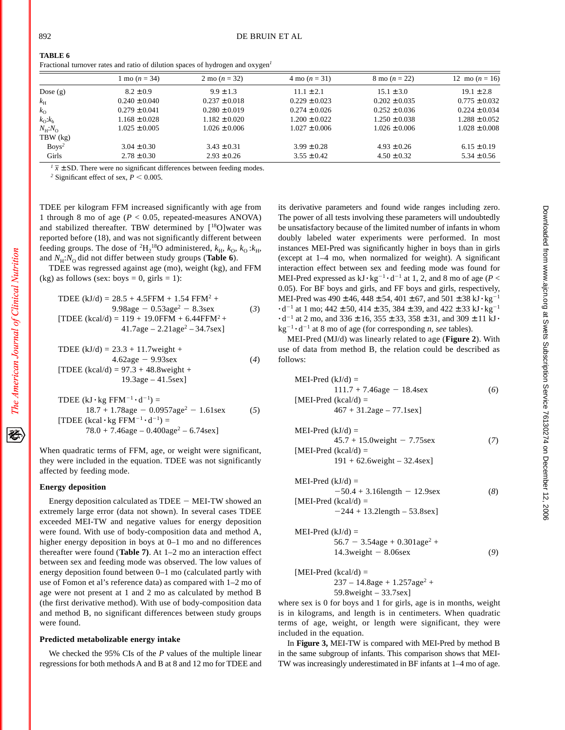**TABLE 6**

Fractional turnover rates and ratio of dilution spaces of hydrogen and oxygen[1]

| | 1 mo ($n$ = 34) | 2 mo ($n$ = 32) | 4 mo ($n$ = 31) | 8 mo ($n$ = 22) | 12 mo ($n$ = 16) |
|---|---|---|---|---|---|
| Dose (g) | 8.2 ± 0.9 | 9.9 ± 1.3 | 11.1 ± 2.1 | 15.1 ± 3.0 | 19.1 ± 2.8 |
| $k_H$ | 0.240 ± 0.040 | 0.237 ± 0.018 | 0.229 ± 0.023 | 0.202 ± 0.035 | 0.775 ± 0.032 |
| $k_O$ | 0.279 ± 0.041 | 0.280 ± 0.019 | 0.274 ± 0.026 | 0.252 ± 0.036 | 0.224 ± 0.034 |
| $k_O$:$k_h$ | 1.168 ± 0.028 | 1.182 ± 0.020 | 1.200 ± 0.022 | 1.250 ± 0.038 | 1.288 ± 0.052 |
| $N_H$:$N_O$ | 1.025 ± 0.005 | 1.026 ± 0.006 | 1.027 ± 0.006 | 1.026 ± 0.006 | 1.028 ± 0.008 |
| TBW (kg) | | | | | |
| Boys[2] | 3.04 ± 0.30 | 3.43 ± 0.31 | 3.99 ± 0.28 | 4.93 ± 0.26 | 6.15 ± 0.19 |
| Girls | 2.78 ± 0.30 | 2.93 ± 0.26 | 3.55 ± 0.42 | 4.50 ± 0.32 | 5.34 ± 0.56 |

[1] $\bar{x}$ ± SD. There were no significant differences between feeding modes.

[2] Significant effect of sex, $P < 0.005$.

TDEE per kilogram FFM increased significantly with age from 1 through 8 mo of age ($P < 0.05$, repeated-measures ANOVA) and stabilized thereafter. TBW determined by [$^{18}$O]water was reported before (18), and was not significantly different between feeding groups. The dose of $^2H_2{}^{18}O$ administered, $k_H$, $k_O$, $k_O$:$k_H$, and $N_H$:$N_O$ did not differ between study groups (**Table 6**).

TDEE was regressed against age (mo), weight (kg), and FFM (kg) as follows (sex: boys = 0, girls = 1):

$$\text{TDEE (kJ/d)} = 28.5 + 4.5\text{FFM} + 1.54\ \text{FFM}^2 + 9.98\text{age} - 0.53\text{age}^2 - 8.3\text{sex} \quad (3)$$

$$[\text{TDEE (kcal/d)} = 119 + 19.0\text{FFM} + 6.44\text{FFM}^2 + 41.7\text{age} - 2.21\text{age}^2 - 34.7\text{sex}]$$

$$\text{TDEE (kJ/d)} = 23.3 + 11.7\text{weight} + 4.62\text{age} - 9.93\text{sex} \quad (4)$$

$$[\text{TDEE (kcal/d)} = 97.3 + 48.8\text{weight} + 19.3\text{age} - 41.5\text{sex}]$$

$$\text{TDEE (kJ} \cdot \text{kg FFM}^{-1} \cdot \text{d}^{-1}) = 18.7 + 1.78\text{age} - 0.0957\text{age}^2 - 1.61\text{sex} \quad (5)$$

$$[\text{TDEE (kcal} \cdot \text{kg FFM}^{-1} \cdot \text{d}^{-1}) = 78.0 + 7.46\text{age} - 0.400\text{age}^2 - 6.74\text{sex}]$$

When quadratic terms of FFM, age, or weight were significant, they were included in the equation. TDEE was not significantly affected by feeding mode.

### Energy deposition

Energy deposition calculated as TDEE − MEI-TW showed an extremely large error (data not shown). In several cases TDEE exceeded MEI-TW and negative values for energy deposition were found. With use of body-composition data and method A, higher energy deposition in boys at 0–1 mo and no differences thereafter were found (**Table 7**). At 1–2 mo an interaction effect between sex and feeding mode was observed. The low values of energy deposition found between 0–1 mo (calculated partly with use of Fomon et al's reference data) as compared with 1–2 mo of age were not present at 1 and 2 mo as calculated by method B (the first derivative method). With use of body-composition data and method B, no significant differences between study groups were found.

### Predicted metabolizable energy intake

We checked the 95% CIs of the $P$ values of the multiple linear regressions for both methods A and B at 8 and 12 mo for TDEE and its derivative parameters and found wide ranges including zero. The power of all tests involving these parameters will undoubtedly be unsatisfactory because of the limited number of infants in whom doubly labeled water experiments were performed. In most instances MEI-Pred was significantly higher in boys than in girls (except at 1–4 mo, when normalized for weight). A significant interaction effect between sex and feeding mode was found for MEI-Pred expressed as kJ · kg$^{-1}$ · d$^{-1}$ at 1, 2, and 8 mo of age ($P < 0.05$). For BF boys and girls, and FF boys and girls, respectively, MEI-Pred was 490 ± 46, 448 ± 54, 401 ± 67, and 501 ± 38 kJ · kg$^{-1}$ · d$^{-1}$ at 1 mo; 442 ± 50, 414 ± 35, 384 ± 39, and 422 ± 33 kJ · kg$^{-1}$ · d$^{-1}$ at 2 mo, and 336 ± 16, 355 ± 33, 358 ± 31, and 309 ± 11 kJ · kg$^{-1}$ · d$^{-1}$ at 8 mo of age (for corresponding $n$, *see* tables).

MEI-Pred (MJ/d) was linearly related to age (**Figure 2**). With use of data from method B, the relation could be described as follows:

$$\text{MEI-Pred (kJ/d)} = 111.7 + 7.46\text{age} - 18.4\text{sex} \quad (6)$$

$$[\text{MEI-Pred (kcal/d)} = 467 + 31.2\text{age} - 77.1\text{sex}]$$

$$\text{MEI-Pred (kJ/d)} = 45.7 + 15.0\text{weight} - 7.75\text{sex} \quad (7)$$

$$[\text{MEI-Pred (kcal/d)} = 191 + 62.6\text{weight} - 32.4\text{sex}]$$

$$\text{MEI-Pred (kJ/d)} = -50.4 + 3.16\text{length} - 12.9\text{sex} \quad (8)$$

$$[\text{MEI-Pred (kcal/d)} = -244 + 13.2\text{length} - 53.8\text{sex}]$$

$$\text{MEI-Pred (kJ/d)} = 56.7 - 3.54\text{age} + 0.301\text{age}^2 + 14.3\text{weight} - 8.06\text{sex} \quad (9)$$

$$[\text{MEI-Pred (kcal/d)} = 237 - 14.8\text{age} + 1.257\text{age}^2 + 59.8\text{weight} - 33.7\text{sex}]$$

where sex is 0 for boys and 1 for girls, age is in months, weight is in kilograms, and length is in centimeters. When quadratic terms of age, weight, or length were significant, they were included in the equation.

In **Figure 3,** MEI-TW is compared with MEI-Pred by method B in the same subgroup of infants. This comparison shows that MEI-TW was increasingly underestimated in BF infants at 1–4 mo of age.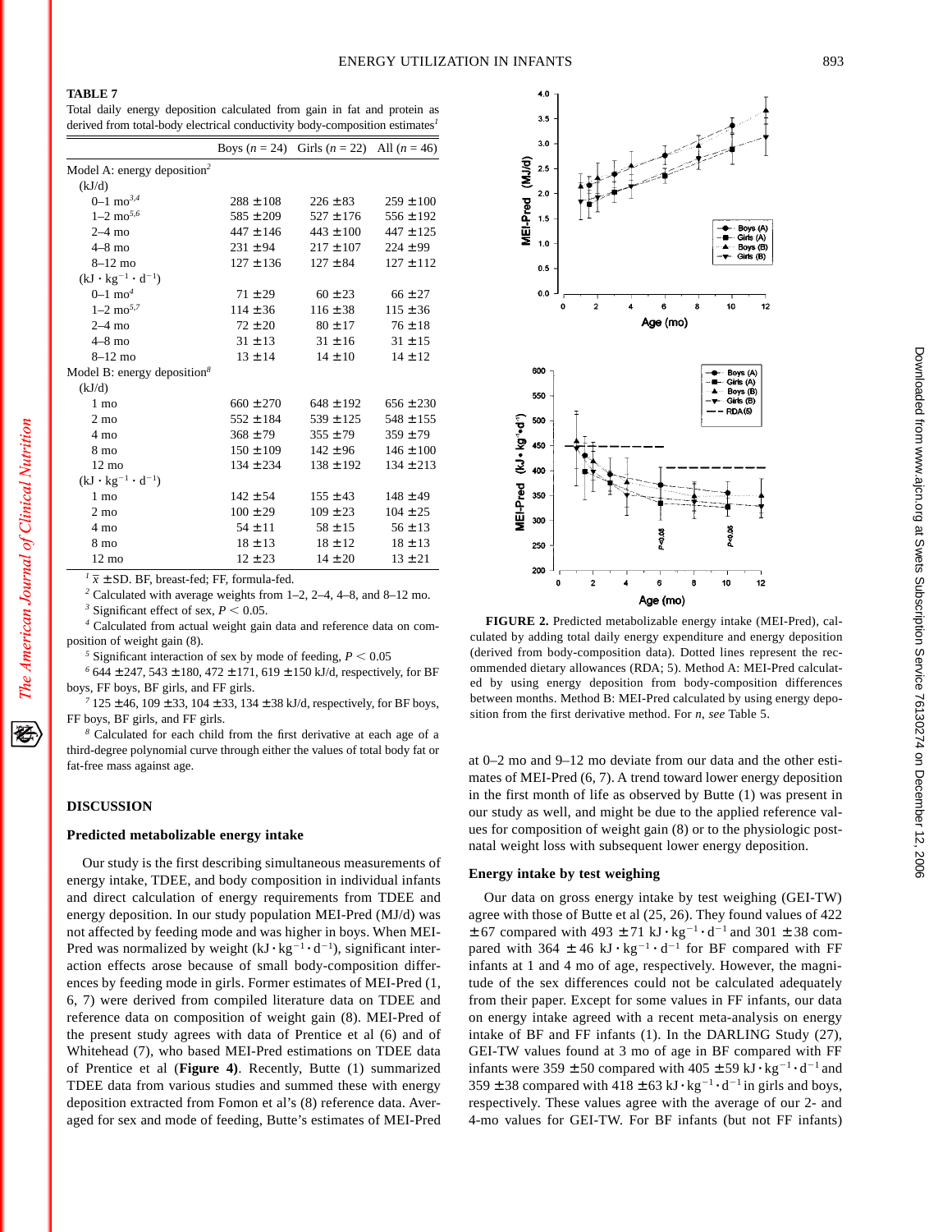**TABLE 7**

Total daily energy deposition calculated from gain in fat and protein as derived from total-body electrical conductivity body-composition estimates[1]

| | Boys ($n$ = 24) | Girls ($n$ = 22) | All ($n$ = 46) |
|---|---|---|---|
| Model A: energy deposition[2] | | | |
| (kJ/d) | | | |
| 0–1 mo[3,4] | 288 ± 108 | 226 ± 83 | 259 ± 100 |
| 1–2 mo[5,6] | 585 ± 209 | 527 ± 176 | 556 ± 192 |
| 2–4 mo | 447 ± 146 | 443 ± 100 | 447 ± 125 |
| 4–8 mo | 231 ± 94 | 217 ± 107 | 224 ± 99 |
| 8–12 mo | 127 ± 136 | 127 ± 84 | 127 ± 112 |
| ($kJ \cdot kg^{-1} \cdot d^{-1}$) | | | |
| 0–1 mo[4] | 71 ± 29 | 60 ± 23 | 66 ± 27 |
| 1–2 mo[5,7] | 114 ± 36 | 116 ± 38 | 115 ± 36 |
| 2–4 mo | 72 ± 20 | 80 ± 17 | 76 ± 18 |
| 4–8 mo | 31 ± 13 | 31 ± 16 | 31 ± 15 |
| 8–12 mo | 13 ± 14 | 14 ± 10 | 14 ± 12 |
| Model B: energy deposition[8] | | | |
| (kJ/d) | | | |
| 1 mo | 660 ± 270 | 648 ± 192 | 656 ± 230 |
| 2 mo | 552 ± 184 | 539 ± 125 | 548 ± 155 |
| 4 mo | 368 ± 79 | 355 ± 79 | 359 ± 79 |
| 8 mo | 150 ± 109 | 142 ± 96 | 146 ± 100 |
| 12 mo | 134 ± 234 | 138 ± 192 | 134 ± 213 |
| ($kJ \cdot kg^{-1} \cdot d^{-1}$) | | | |
| 1 mo | 142 ± 54 | 155 ± 43 | 148 ± 49 |
| 2 mo | 100 ± 29 | 109 ± 23 | 104 ± 25 |
| 4 mo | 54 ± 11 | 58 ± 15 | 56 ± 13 |
| 8 mo | 18 ± 13 | 18 ± 12 | 18 ± 13 |
| 12 mo | 12 ± 23 | 14 ± 20 | 13 ± 21 |

[1] $\bar{x}$ ± SD. BF, breast-fed; FF, formula-fed.

[2] Calculated with average weights from 1–2, 2–4, 4–8, and 8–12 mo.

[3] Significant effect of sex, $P < 0.05$.

[4] Calculated from actual weight gain data and reference data on composition of weight gain (8).

[5] Significant interaction of sex by mode of feeding, $P < 0.05$

[6] 644 ± 247, 543 ± 180, 472 ± 171, 619 ± 150 kJ/d, respectively, for BF boys, FF boys, BF girls, and FF girls.

[7] 125 ± 46, 109 ± 33, 104 ± 33, 134 ± 38 kJ/d, respectively, for BF boys, FF boys, BF girls, and FF girls.

[8] Calculated for each child from the first derivative at each age of a third-degree polynomial curve through either the values of total body fat or fat-free mass against age.

**FIGURE 2.** Predicted metabolizable energy intake (MEI-Pred), calculated by adding total daily energy expenditure and energy deposition (derived from body-composition data). Dotted lines represent the recommended dietary allowances (RDA; 5). Method A: MEI-Pred calculated by using energy deposition from body-composition differences between months. Method B: MEI-Pred calculated by using energy deposition from the first derivative method. For $n$, *see* Table 5.

## DISCUSSION

### Predicted metabolizable energy intake

Our study is the first describing simultaneous measurements of energy intake, TDEE, and body composition in individual infants and direct calculation of energy requirements from TDEE and energy deposition. In our study population MEI-Pred (MJ/d) was not affected by feeding mode and was higher in boys. When MEI-Pred was normalized by weight ($kJ \cdot kg^{-1} \cdot d^{-1}$), significant interaction effects arose because of small body-composition differences by feeding mode in girls. Former estimates of MEI-Pred (1, 6, 7) were derived from compiled literature data on TDEE and reference data on composition of weight gain (8). MEI-Pred of the present study agrees with data of Prentice et al (6) and of Whitehead (7), who based MEI-Pred estimations on TDEE data of Prentice et al (**Figure 4**). Recently, Butte (1) summarized TDEE data from various studies and summed these with energy deposition extracted from Fomon et al's (8) reference data. Averaged for sex and mode of feeding, Butte's estimates of MEI-Pred at 0–2 mo and 9–12 mo deviate from our data and the other estimates of MEI-Pred (6, 7). A trend toward lower energy deposition in the first month of life as observed by Butte (1) was present in our study as well, and might be due to the applied reference values for composition of weight gain (8) or to the physiologic postnatal weight loss with subsequent lower energy deposition.

### Energy intake by test weighing

Our data on gross energy intake by test weighing (GEI-TW) agree with those of Butte et al (25, 26). They found values of 422 ± 67 compared with 493 ± 71 $kJ \cdot kg^{-1} \cdot d^{-1}$ and 301 ± 38 compared with 364 ± 46 $kJ \cdot kg^{-1} \cdot d^{-1}$ for BF compared with FF infants at 1 and 4 mo of age, respectively. However, the magnitude of the sex differences could not be calculated adequately from their paper. Except for some values in FF infants, our data on energy intake agreed with a recent meta-analysis on energy intake of BF and FF infants (1). In the DARLING Study (27), GEI-TW values found at 3 mo of age in BF compared with FF infants were 359 ± 50 compared with 405 ± 59 $kJ \cdot kg^{-1} \cdot d^{-1}$ and 359 ± 38 compared with 418 ± 63 $kJ \cdot kg^{-1} \cdot d^{-1}$ in girls and boys, respectively. These values agree with the average of our 2- and 4-mo values for GEI-TW. For BF infants (but not FF infants)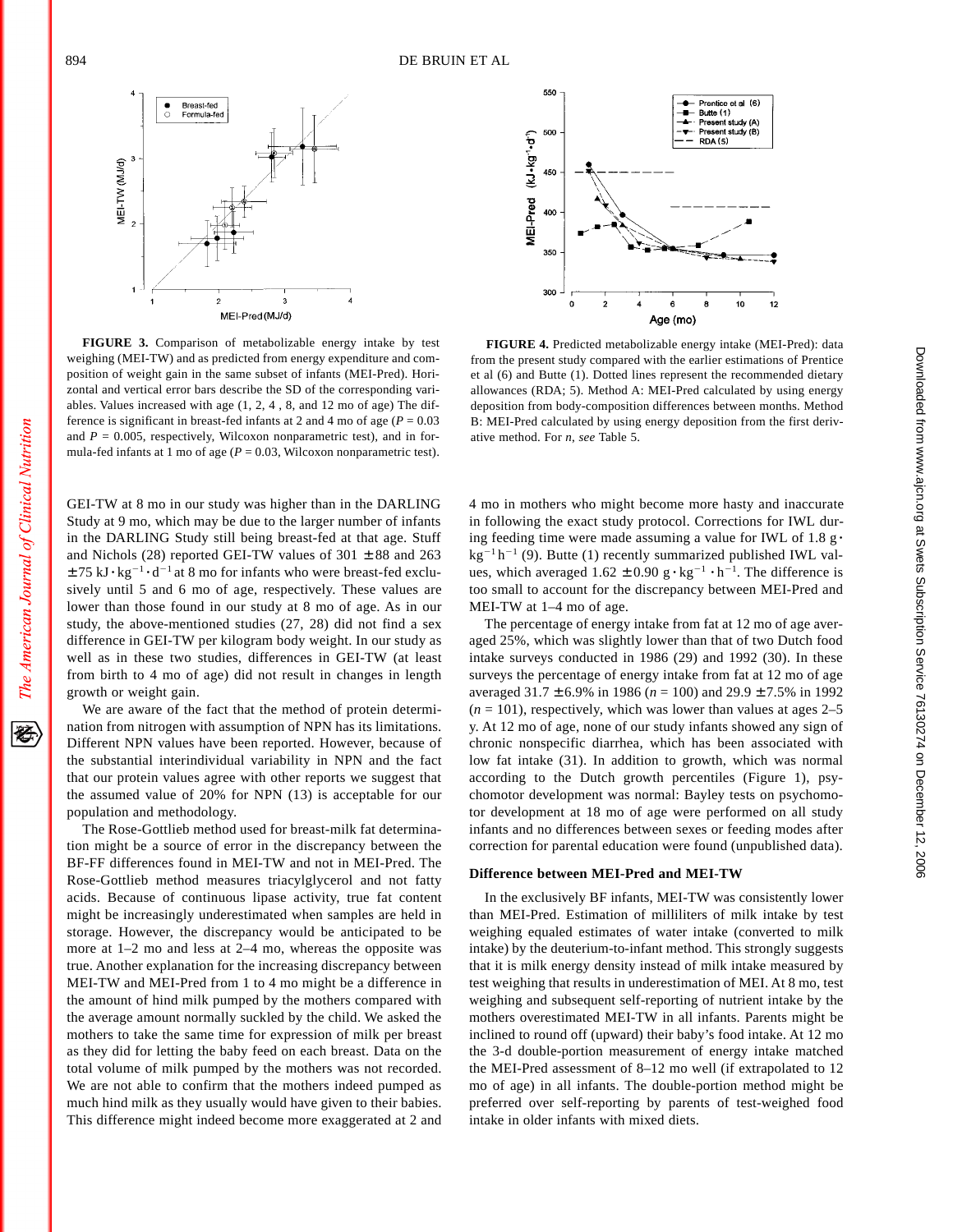**FIGURE 3.** Comparison of metabolizable energy intake by test weighing (MEI-TW) and as predicted from energy expenditure and composition of weight gain in the same subset of infants (MEI-Pred). Horizontal and vertical error bars describe the SD of the corresponding variables. Values increased with age (1, 2, 4 , 8, and 12 mo of age) The difference is significant in breast-fed infants at 2 and 4 mo of age ($P = 0.03$ and $P = 0.005$, respectively, Wilcoxon nonparametric test), and in formula-fed infants at 1 mo of age ($P = 0.03$, Wilcoxon nonparametric test).

**FIGURE 4.** Predicted metabolizable energy intake (MEI-Pred): data from the present study compared with the earlier estimations of Prentice et al (6) and Butte (1). Dotted lines represent the recommended dietary allowances (RDA; 5). Method A: MEI-Pred calculated by using energy deposition from body-composition differences between months. Method B: MEI-Pred calculated by using energy deposition from the first derivative method. For *n*, *see* Table 5.

GEI-TW at 8 mo in our study was higher than in the DARLING Study at 9 mo, which may be due to the larger number of infants in the DARLING Study still being breast-fed at that age. Stuff and Nichols (28) reported GEI-TW values of 301 ± 88 and 263 ± 75 $kJ \cdot kg^{-1} \cdot d^{-1}$ at 8 mo for infants who were breast-fed exclusively until 5 and 6 mo of age, respectively. These values are lower than those found in our study at 8 mo of age. As in our study, the above-mentioned studies (27, 28) did not find a sex difference in GEI-TW per kilogram body weight. In our study as well as in these two studies, differences in GEI-TW (at least from birth to 4 mo of age) did not result in changes in length growth or weight gain.

We are aware of the fact that the method of protein determination from nitrogen with assumption of NPN has its limitations. Different NPN values have been reported. However, because of the substantial interindividual variability in NPN and the fact that our protein values agree with other reports we suggest that the assumed value of 20% for NPN (13) is acceptable for our population and methodology.

The Rose-Gottlieb method used for breast-milk fat determination might be a source of error in the discrepancy between the BF-FF differences found in MEI-TW and not in MEI-Pred. The Rose-Gottlieb method measures triacylglycerol and not fatty acids. Because of continuous lipase activity, true fat content might be increasingly underestimated when samples are held in storage. However, the discrepancy would be anticipated to be more at 1–2 mo and less at 2–4 mo, whereas the opposite was true. Another explanation for the increasing discrepancy between MEI-TW and MEI-Pred from 1 to 4 mo might be a difference in the amount of hind milk pumped by the mothers compared with the average amount normally suckled by the child. We asked the mothers to take the same time for expression of milk per breast as they did for letting the baby feed on each breast. Data on the total volume of milk pumped by the mothers was not recorded. We are not able to confirm that the mothers indeed pumped as much hind milk as they usually would have given to their babies. This difference might indeed become more exaggerated at 2 and 4 mo in mothers who might become more hasty and inaccurate in following the exact study protocol. Corrections for IWL during feeding time were made assuming a value for IWL of 1.8 $g \cdot kg^{-1} h^{-1}$ (9). Butte (1) recently summarized published IWL values, which averaged 1.62 ± 0.90 $g \cdot kg^{-1} \cdot h^{-1}$. The difference is too small to account for the discrepancy between MEI-Pred and MEI-TW at 1–4 mo of age.

The percentage of energy intake from fat at 12 mo of age averaged 25%, which was slightly lower than that of two Dutch food intake surveys conducted in 1986 (29) and 1992 (30). In these surveys the percentage of energy intake from fat at 12 mo of age averaged 31.7 ± 6.9% in 1986 ($n = 100$) and 29.9 ± 7.5% in 1992 ($n = 101$), respectively, which was lower than values at ages 2–5 y. At 12 mo of age, none of our study infants showed any sign of chronic nonspecific diarrhea, which has been associated with low fat intake (31). In addition to growth, which was normal according to the Dutch growth percentiles (Figure 1), psychomotor development was normal: Bayley tests on psychomotor development at 18 mo of age were performed on all study infants and no differences between sexes or feeding modes after correction for parental education were found (unpublished data).

### Difference between MEI-Pred and MEI-TW

In the exclusively BF infants, MEI-TW was consistently lower than MEI-Pred. Estimation of milliliters of milk intake by test weighing equaled estimates of water intake (converted to milk intake) by the deuterium-to-infant method. This strongly suggests that it is milk energy density instead of milk intake measured by test weighing that results in underestimation of MEI. At 8 mo, test weighing and subsequent self-reporting of nutrient intake by the mothers overestimated MEI-TW in all infants. Parents might be inclined to round off (upward) their baby's food intake. At 12 mo the 3-d double-portion measurement of energy intake matched the MEI-Pred assessment of 8–12 mo well (if extrapolated to 12 mo of age) in all infants. The double-portion method might be preferred over self-reporting by parents of test-weighed food intake in older infants with mixed diets.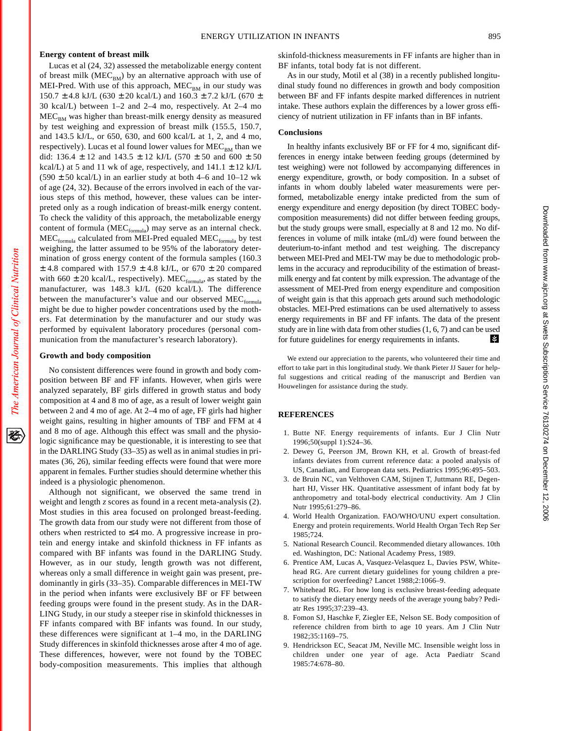### Energy content of breast milk

Lucas et al (24, 32) assessed the metabolizable energy content of breast milk ($MEC_{BM}$) by an alternative approach with use of MEI-Pred. With use of this approach, $MEC_{BM}$ in our study was 150.7 ± 4.8 kJ/L (630 ± 20 kcal/L) and 160.3 ± 7.2 kJ/L (670 ± 30 kcal/L) between 1–2 and 2–4 mo, respectively. At 2–4 mo $MEC_{BM}$ was higher than breast-milk energy density as measured by test weighing and expression of breast milk (155.5, 150.7, and 143.5 kJ/L, or 650, 630, and 600 kcal/L at 1, 2, and 4 mo, respectively). Lucas et al found lower values for $MEC_{BM}$ than we did: 136.4 ± 12 and 143.5 ± 12 kJ/L (570 ± 50 and 600 ± 50 kcal/L) at 5 and 11 wk of age, respectively, and 141.1 ± 12 kJ/L (590 ± 50 kcal/L) in an earlier study at both 4–6 and 10–12 wk of age (24, 32). Because of the errors involved in each of the various steps of this method, however, these values can be interpreted only as a rough indication of breast-milk energy content. To check the validity of this approach, the metabolizable energy content of formula ($MEC_{formula}$) may serve as an internal check. $MEC_{formula}$ calculated from MEI-Pred equaled $MEC_{formula}$ by test weighing, the latter assumed to be 95% of the laboratory determination of gross energy content of the formula samples (160.3 ± 4.8 compared with 157.9 ± 4.8 kJ/L, or 670 ± 20 compared with 660 ± 20 kcal/L, respectively). $MEC_{formula}$, as stated by the manufacturer, was 148.3 kJ/L (620 kcal/L). The difference between the manufacturer's value and our observed $MEC_{formula}$ might be due to higher powder concentrations used by the mothers. Fat determination by the manufacturer and our study was performed by equivalent laboratory procedures (personal communication from the manufacturer's research laboratory).

### Growth and body composition

No consistent differences were found in growth and body composition between BF and FF infants. However, when girls were analyzed separately, BF girls differed in growth status and body composition at 4 and 8 mo of age, as a result of lower weight gain between 2 and 4 mo of age. At 2–4 mo of age, FF girls had higher weight gains, resulting in higher amounts of TBF and FFM at 4 and 8 mo of age. Although this effect was small and the physiologic significance may be questionable, it is interesting to see that in the DARLING Study (33–35) as well as in animal studies in primates (36, 26), similar feeding effects were found that were more apparent in females. Further studies should determine whether this indeed is a physiologic phenomenon.

Although not significant, we observed the same trend in weight and length *z* scores as found in a recent meta-analysis (2). Most studies in this area focused on prolonged breast-feeding. The growth data from our study were not different from those of others when restricted to ≤4 mo. A progressive increase in protein and energy intake and skinfold thickness in FF infants as compared with BF infants was found in the DARLING Study. However, as in our study, length growth was not different, whereas only a small difference in weight gain was present, predominantly in girls (33–35). Comparable differences in MEI-TW in the period when infants were exclusively BF or FF between feeding groups were found in the present study. As in the DARLING Study, in our study a steeper rise in skinfold thicknesses in FF infants compared with BF infants was found. In our study, these differences were significant at 1–4 mo, in the DARLING Study differences in skinfold thicknesses arose after 4 mo of age. These differences, however, were not found by the TOBEC body-composition measurements. This implies that although skinfold-thickness measurements in FF infants are higher than in BF infants, total body fat is not different.

As in our study, Motil et al (38) in a recently published longitudinal study found no differences in growth and body composition between BF and FF infants despite marked differences in nutrient intake. These authors explain the differences by a lower gross efficiency of nutrient utilization in FF infants than in BF infants.

### Conclusions

In healthy infants exclusively BF or FF for 4 mo, significant differences in energy intake between feeding groups (determined by test weighing) were not followed by accompanying differences in energy expenditure, growth, or body composition. In a subset of infants in whom doubly labeled water measurements were performed, metabolizable energy intake predicted from the sum of energy expenditure and energy deposition (by direct TOBEC body-composition measurements) did not differ between feeding groups, but the study groups were small, especially at 8 and 12 mo. No differences in volume of milk intake (mL/d) were found between the deuterium-to-infant method and test weighing. The discrepancy between MEI-Pred and MEI-TW may be due to methodologic problems in the accuracy and reproducibility of the estimation of breast-milk energy and fat content by milk expression. The advantage of the assessment of MEI-Pred from energy expenditure and composition of weight gain is that this approach gets around such methodologic obstacles. MEI-Pred estimations can be used alternatively to assess energy requirements in BF and FF infants. The data of the present study are in line with data from other studies (1, 6, 7) and can be used for future guidelines for energy requirements in infants.

We extend our appreciation to the parents, who volunteered their time and effort to take part in this longitudinal study. We thank Pieter JJ Sauer for helpful suggestions and critical reading of the manuscript and Berdien van Houwelingen for assistance during the study.

## REFERENCES

1. Butte NF. Energy requirements of infants. Eur J Clin Nutr 1996;50(suppl 1):S24–36.
2. Dewey G, Peerson JM, Brown KH, et al. Growth of breast-fed infants deviates from current reference data: a pooled analysis of US, Canadian, and European data sets. Pediatrics 1995;96:495–503.
3. de Bruin NC, van Velthoven CAM, Stijnen T, Juttmann RE, Degenhart HJ, Visser HK. Quantitative assessment of infant body fat by anthropometry and total-body electrical conductivity. Am J Clin Nutr 1995;61:279–86.
4. World Health Organization. FAO/WHO/UNU expert consultation. Energy and protein requirements. World Health Organ Tech Rep Ser 1985;724.
5. National Research Council. Recommended dietary allowances. 10th ed. Washington, DC: National Academy Press, 1989.
6. Prentice AM, Lucas A, Vasquez-Velasquez L, Davies PSW, Whitehead RG. Are current dietary guidelines for young children a prescription for overfeeding? Lancet 1988;2:1066–9.
7. Whitehead RG. For how long is exclusive breast-feeding adequate to satisfy the dietary energy needs of the average young baby? Pediatr Res 1995;37:239–43.
8. Fomon SJ, Haschke F, Ziegler EE, Nelson SE. Body composition of reference children from birth to age 10 years. Am J Clin Nutr 1982;35:1169–75.
9. Hendrickson EC, Seacat JM, Neville MC. Insensible weight loss in children under one year of age. Acta Paediatr Scand 1985:74:678–80.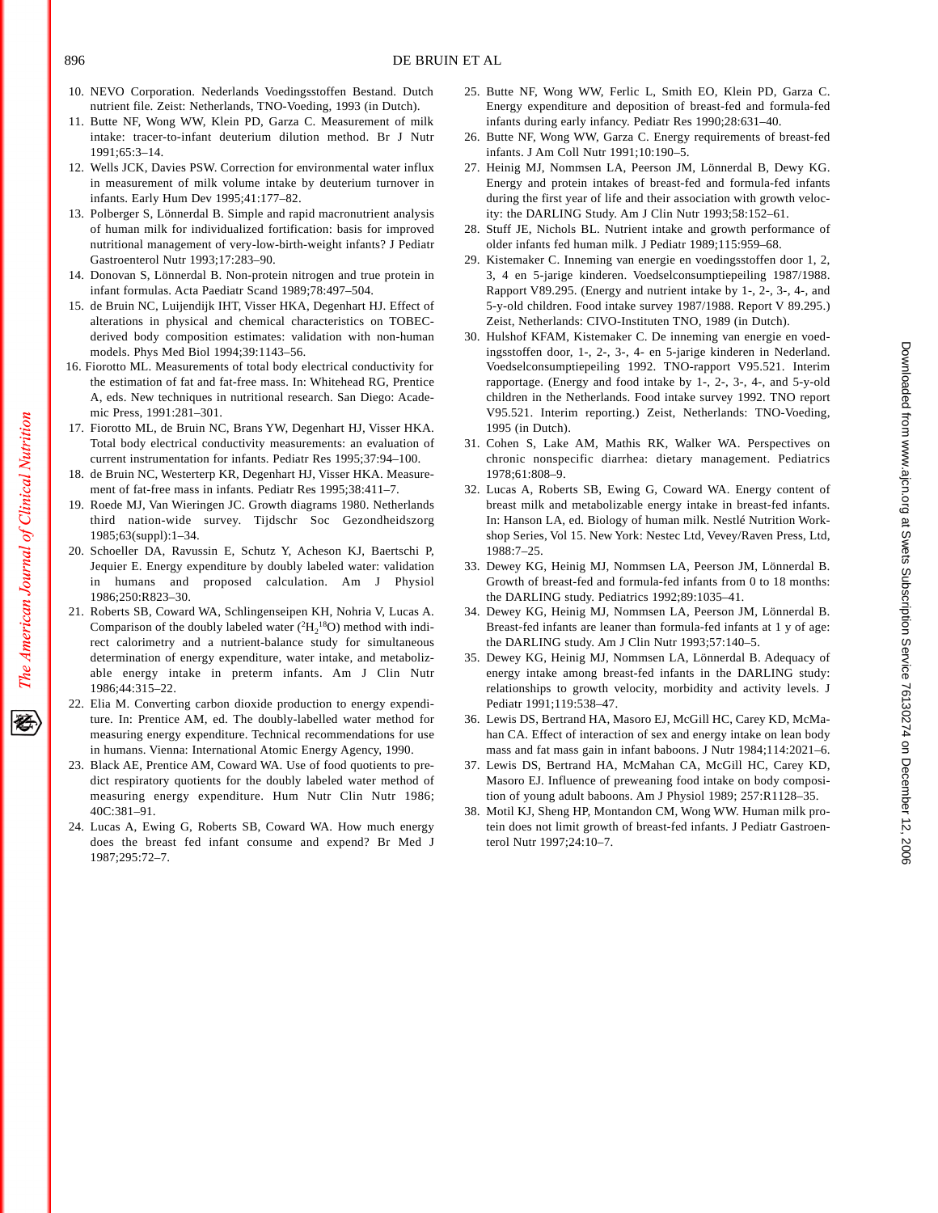10. NEVO Corporation. Nederlands Voedingsstoffen Bestand. Dutch nutrient file. Zeist: Netherlands, TNO-Voeding, 1993 (in Dutch).
11. Butte NF, Wong WW, Klein PD, Garza C. Measurement of milk intake: tracer-to-infant deuterium dilution method. Br J Nutr 1991;65:3–14.
12. Wells JCK, Davies PSW. Correction for environmental water influx in measurement of milk volume intake by deuterium turnover in infants. Early Hum Dev 1995;41:177–82.
13. Polberger S, Lönnerdal B. Simple and rapid macronutrient analysis of human milk for individualized fortification: basis for improved nutritional management of very-low-birth-weight infants? J Pediatr Gastroenterol Nutr 1993;17:283–90.
14. Donovan S, Lönnerdal B. Non-protein nitrogen and true protein in infant formulas. Acta Paediatr Scand 1989;78:497–504.
15. de Bruin NC, Luijendijk IHT, Visser HKA, Degenhart HJ. Effect of alterations in physical and chemical characteristics on TOBEC-derived body composition estimates: validation with non-human models. Phys Med Biol 1994;39:1143–56.
16. Fiorotto ML. Measurements of total body electrical conductivity for the estimation of fat and fat-free mass. In: Whitehead RG, Prentice A, eds. New techniques in nutritional research. San Diego: Academic Press, 1991:281–301.
17. Fiorotto ML, de Bruin NC, Brans YW, Degenhart HJ, Visser HKA. Total body electrical conductivity measurements: an evaluation of current instrumentation for infants. Pediatr Res 1995;37:94–100.
18. de Bruin NC, Westerterp KR, Degenhart HJ, Visser HKA. Measurement of fat-free mass in infants. Pediatr Res 1995;38:411–7.
19. Roede MJ, Van Wieringen JC. Growth diagrams 1980. Netherlands third nation-wide survey. Tijdschr Soc Gezondheidszorg 1985;63(suppl):1–34.
20. Schoeller DA, Ravussin E, Schutz Y, Acheson KJ, Baertschi P, Jequier E. Energy expenditure by doubly labeled water: validation in humans and proposed calculation. Am J Physiol 1986;250:R823–30.
21. Roberts SB, Coward WA, Schlingenseipen KH, Nohria V, Lucas A. Comparison of the doubly labeled water ($^{2}H_2{}^{18}O$) method with indirect calorimetry and a nutrient-balance study for simultaneous determination of energy expenditure, water intake, and metabolizable energy intake in preterm infants. Am J Clin Nutr 1986;44:315–22.
22. Elia M. Converting carbon dioxide production to energy expenditure. In: Prentice AM, ed. The doubly-labelled water method for measuring energy expenditure. Technical recommendations for use in humans. Vienna: International Atomic Energy Agency, 1990.
23. Black AE, Prentice AM, Coward WA. Use of food quotients to predict respiratory quotients for the doubly labeled water method of measuring energy expenditure. Hum Nutr Clin Nutr 1986; 40C:381–91.
24. Lucas A, Ewing G, Roberts SB, Coward WA. How much energy does the breast fed infant consume and expend? Br Med J 1987;295:72–7.
25. Butte NF, Wong WW, Ferlic L, Smith EO, Klein PD, Garza C. Energy expenditure and deposition of breast-fed and formula-fed infants during early infancy. Pediatr Res 1990;28:631–40.
26. Butte NF, Wong WW, Garza C. Energy requirements of breast-fed infants. J Am Coll Nutr 1991;10:190–5.
27. Heinig MJ, Nommsen LA, Peerson JM, Lönnerdal B, Dewey KG. Energy and protein intakes of breast-fed and formula-fed infants during the first year of life and their association with growth velocity: the DARLING Study. Am J Clin Nutr 1993;58:152–61.
28. Stuff JE, Nichols BL. Nutrient intake and growth performance of older infants fed human milk. J Pediatr 1989;115:959–68.
29. Kistemaker C. Inneming van energie en voedingsstoffen door 1, 2, 3, 4 en 5-jarige kinderen. Voedselconsumptiepeiling 1987/1988. Rapport V89.295. (Energy and nutrient intake by 1-, 2-, 3-, 4-, and 5-y-old children. Food intake survey 1987/1988. Report V 89.295.) Zeist, Netherlands: CIVO-Instituten TNO, 1989 (in Dutch).
30. Hulshof KFAM, Kistemaker C. De inneming van energie en voedingsstoffen door, 1-, 2-, 3-, 4- en 5-jarige kinderen in Nederland. Voedselconsumptiepeiling 1992. TNO-rapport V95.521. Interim rapportage. (Energy and food intake by 1-, 2-, 3-, 4-, and 5-y-old children in the Netherlands. Food intake survey 1992. TNO report V95.521. Interim reporting.) Zeist, Netherlands: TNO-Voeding, 1995 (in Dutch).
31. Cohen S, Lake AM, Mathis RK, Walker WA. Perspectives on chronic nonspecific diarrhea: dietary management. Pediatrics 1978;61:808–9.
32. Lucas A, Roberts SB, Ewing G, Coward WA. Energy content of breast milk and metabolizable energy intake in breast-fed infants. In: Hanson LA, ed. Biology of human milk. Nestlé Nutrition Workshop Series, Vol 15. New York: Nestec Ltd, Vevey/Raven Press, Ltd, 1988:7–25.
33. Dewey KG, Heinig MJ, Nommsen LA, Peerson JM, Lönnerdal B. Growth of breast-fed and formula-fed infants from 0 to 18 months: the DARLING study. Pediatrics 1992;89:1035–41.
34. Dewey KG, Heinig MJ, Nommsen LA, Peerson JM, Lönnerdal B. Breast-fed infants are leaner than formula-fed infants at 1 y of age: the DARLING study. Am J Clin Nutr 1993;57:140–5.
35. Dewey KG, Heinig MJ, Nommsen LA, Lönnerdal B. Adequacy of energy intake among breast-fed infants in the DARLING study: relationships to growth velocity, morbidity and activity levels. J Pediatr 1991;119:538–47.
36. Lewis DS, Bertrand HA, Masoro EJ, McGill HC, Carey KD, McMahan CA. Effect of interaction of sex and energy intake on lean body mass and fat mass gain in infant baboons. J Nutr 1984;114:2021–6.
37. Lewis DS, Bertrand HA, McMahan CA, McGill HC, Carey KD, Masoro EJ. Influence of preweaning food intake on body composition of young adult baboons. Am J Physiol 1989; 257:R1128–35.
38. Motil KJ, Sheng HP, Montandon CM, Wong WW. Human milk protein does not limit growth of breast-fed infants. J Pediatr Gastroenterol Nutr 1997;24:10–7.